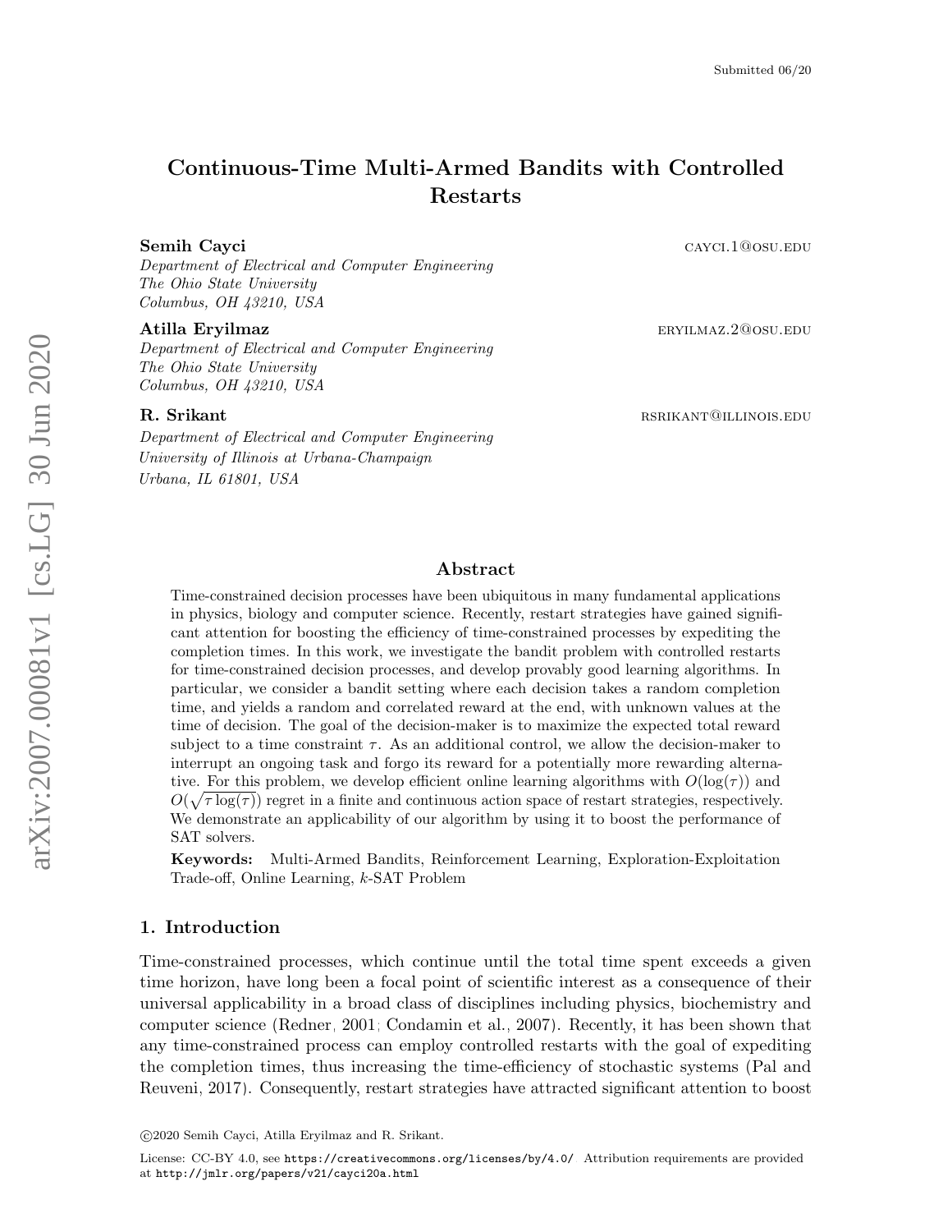Submitted 06/20

# Continuous-Time Multi-Armed Bandits with Controlled Restarts

**Semih Cayci** CAYCI.1@OSU.EDU
*Department of Electrical and Computer Engineering*
*The Ohio State University*
*Columbus, OH 43210, USA*

**Atilla Eryilmaz** ERYILMAZ.2@OSU.EDU
*Department of Electrical and Computer Engineering*
*The Ohio State University*
*Columbus, OH 43210, USA*

**R. Srikant** RSRIKANT@ILLINOIS.EDU
*Department of Electrical and Computer Engineering*
*University of Illinois at Urbana-Champaign*
*Urbana, IL 61801, USA*

## Abstract

Time-constrained decision processes have been ubiquitous in many fundamental applications in physics, biology and computer science. Recently, restart strategies have gained significant attention for boosting the efficiency of time-constrained processes by expediting the completion times. In this work, we investigate the bandit problem with controlled restarts for time-constrained decision processes, and develop provably good learning algorithms. In particular, we consider a bandit setting where each decision takes a random completion time, and yields a random and correlated reward at the end, with unknown values at the time of decision. The goal of the decision-maker is to maximize the expected total reward subject to a time constraint $\tau$. As an additional control, we allow the decision-maker to interrupt an ongoing task and forgo its reward for a potentially more rewarding alternative. For this problem, we develop efficient online learning algorithms with $O(\log(\tau))$ and $O(\sqrt{\tau\log(\tau)})$ regret in a finite and continuous action space of restart strategies, respectively. We demonstrate an applicability of our algorithm by using it to boost the performance of SAT solvers.

**Keywords:** Multi-Armed Bandits, Reinforcement Learning, Exploration-Exploitation Trade-off, Online Learning, $k$-SAT Problem

## 1. Introduction

Time-constrained processes, which continue until the total time spent exceeds a given time horizon, have long been a focal point of scientific interest as a consequence of their universal applicability in a broad class of disciplines including physics, biochemistry and computer science (Redner, 2001; Condamin et al., 2007). Recently, it has been shown that any time-constrained process can employ controlled restarts with the goal of expediting the completion times, thus increasing the time-efficiency of stochastic systems (Pal and Reuveni, 2017). Consequently, restart strategies have attracted significant attention to boost

©2020 Semih Cayci, Atilla Eryilmaz and R. Srikant.

License: CC-BY 4.0, see https://creativecommons.org/licenses/by/4.0/. Attribution requirements are provided at http://jmlr.org/papers/v21/cayci20a.html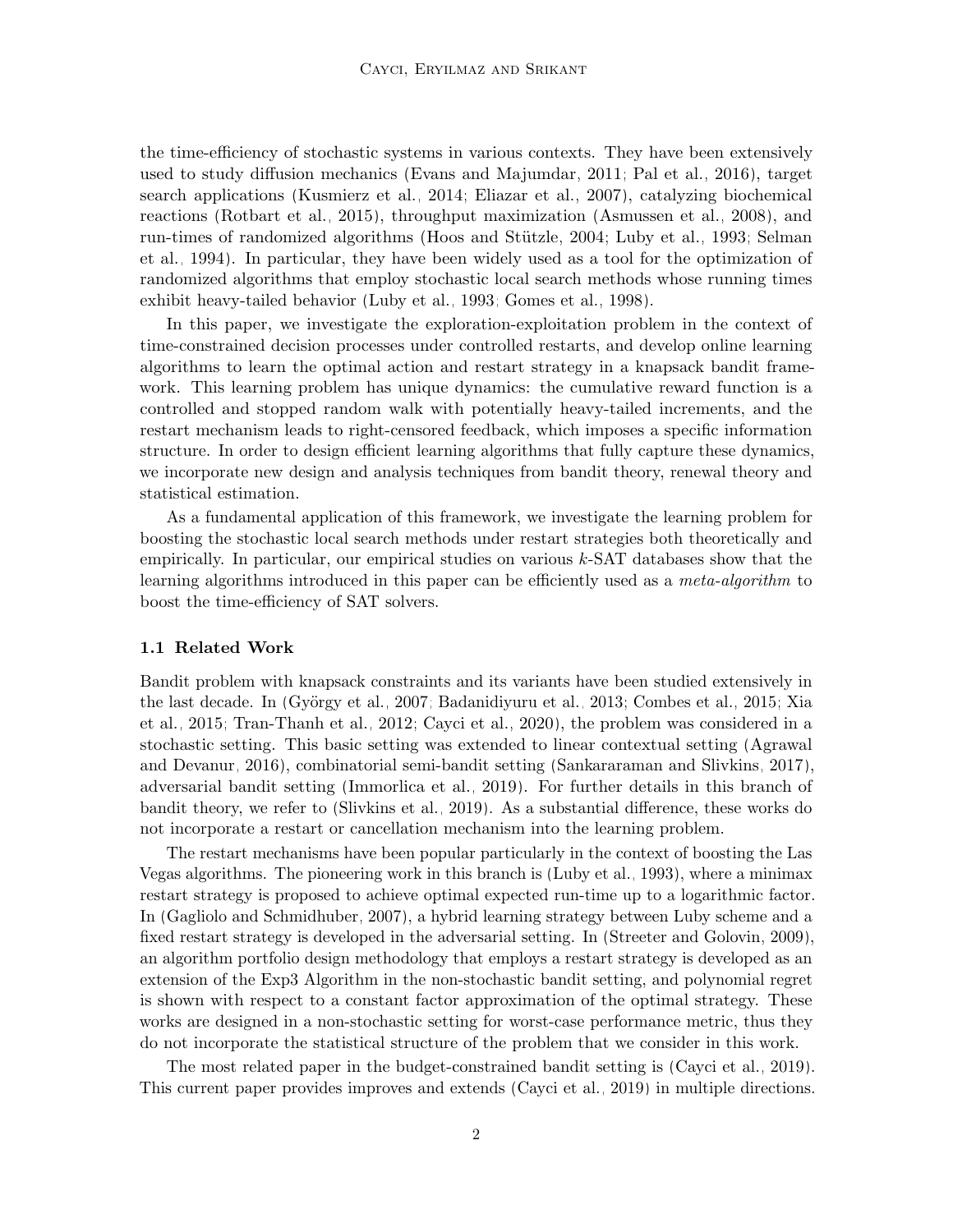the time-efficiency of stochastic systems in various contexts. They have been extensively used to study diffusion mechanics (Evans and Majumdar, 2011; Pal et al., 2016), target search applications (Kusmierz et al., 2014; Eliazar et al., 2007), catalyzing biochemical reactions (Rotbart et al., 2015), throughput maximization (Asmussen et al., 2008), and run-times of randomized algorithms (Hoos and Stützle, 2004; Luby et al., 1993; Selman et al., 1994). In particular, they have been widely used as a tool for the optimization of randomized algorithms that employ stochastic local search methods whose running times exhibit heavy-tailed behavior (Luby et al., 1993; Gomes et al., 1998).

In this paper, we investigate the exploration-exploitation problem in the context of time-constrained decision processes under controlled restarts, and develop online learning algorithms to learn the optimal action and restart strategy in a knapsack bandit framework. This learning problem has unique dynamics: the cumulative reward function is a controlled and stopped random walk with potentially heavy-tailed increments, and the restart mechanism leads to right-censored feedback, which imposes a specific information structure. In order to design efficient learning algorithms that fully capture these dynamics, we incorporate new design and analysis techniques from bandit theory, renewal theory and statistical estimation.

As a fundamental application of this framework, we investigate the learning problem for boosting the stochastic local search methods under restart strategies both theoretically and empirically. In particular, our empirical studies on various $k$-SAT databases show that the learning algorithms introduced in this paper can be efficiently used as a *meta-algorithm* to boost the time-efficiency of SAT solvers.

### 1.1 Related Work

Bandit problem with knapsack constraints and its variants have been studied extensively in the last decade. In (György et al., 2007; Badanidiyuru et al., 2013; Combes et al., 2015; Xia et al., 2015; Tran-Thanh et al., 2012; Cayci et al., 2020), the problem was considered in a stochastic setting. This basic setting was extended to linear contextual setting (Agrawal and Devanur, 2016), combinatorial semi-bandit setting (Sankararaman and Slivkins, 2017), adversarial bandit setting (Immorlica et al., 2019). For further details in this branch of bandit theory, we refer to (Slivkins et al., 2019). As a substantial difference, these works do not incorporate a restart or cancellation mechanism into the learning problem.

The restart mechanisms have been popular particularly in the context of boosting the Las Vegas algorithms. The pioneering work in this branch is (Luby et al., 1993), where a minimax restart strategy is proposed to achieve optimal expected run-time up to a logarithmic factor. In (Gagliolo and Schmidhuber, 2007), a hybrid learning strategy between Luby scheme and a fixed restart strategy is developed in the adversarial setting. In (Streeter and Golovin, 2009), an algorithm portfolio design methodology that employs a restart strategy is developed as an extension of the Exp3 Algorithm in the non-stochastic bandit setting, and polynomial regret is shown with respect to a constant factor approximation of the optimal strategy. These works are designed in a non-stochastic setting for worst-case performance metric, thus they do not incorporate the statistical structure of the problem that we consider in this work.

The most related paper in the budget-constrained bandit setting is (Cayci et al., 2019). This current paper provides improves and extends (Cayci et al., 2019) in multiple directions.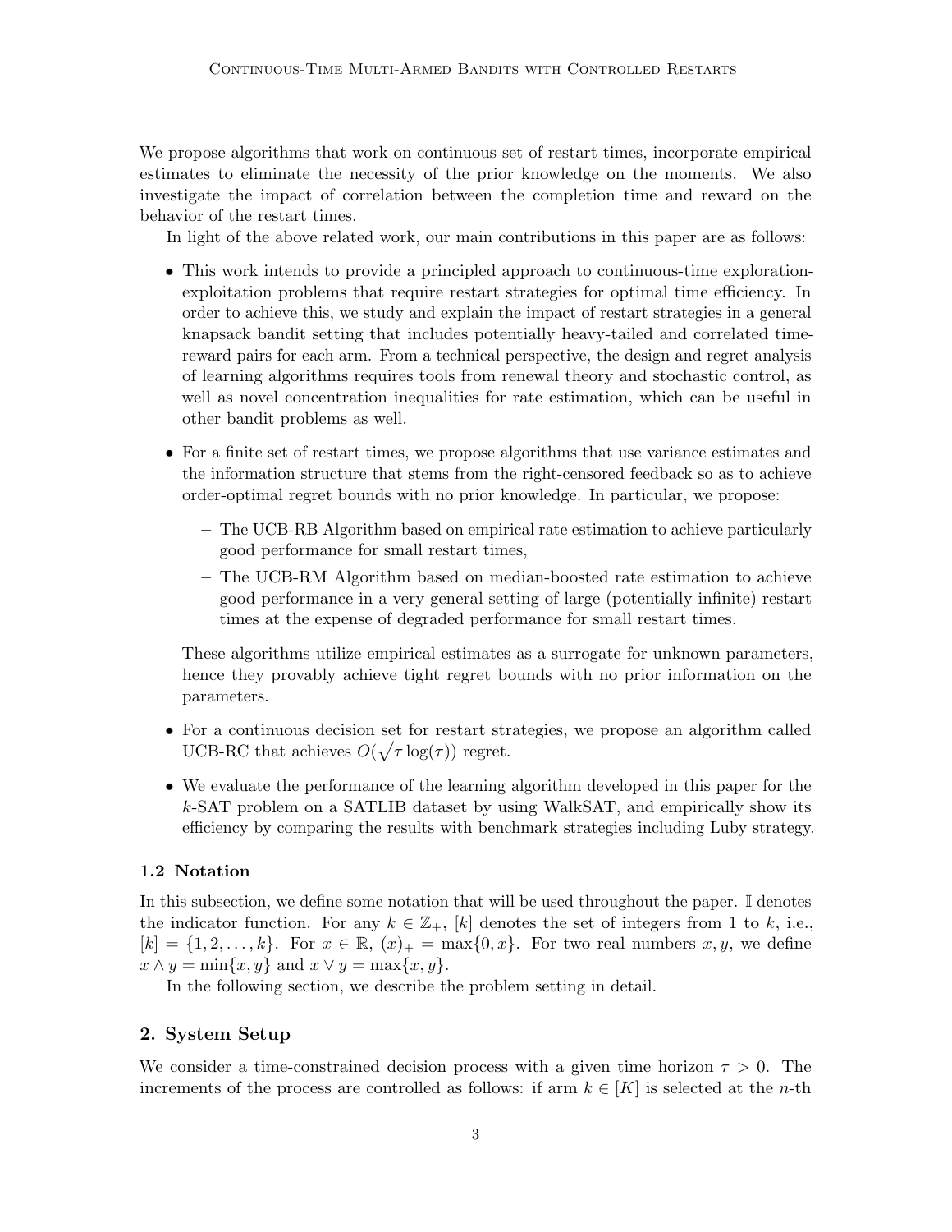We propose algorithms that work on continuous set of restart times, incorporate empirical estimates to eliminate the necessity of the prior knowledge on the moments. We also investigate the impact of correlation between the completion time and reward on the behavior of the restart times.

In light of the above related work, our main contributions in this paper are as follows:

- This work intends to provide a principled approach to continuous-time exploration-exploitation problems that require restart strategies for optimal time efficiency. In order to achieve this, we study and explain the impact of restart strategies in a general knapsack bandit setting that includes potentially heavy-tailed and correlated time-reward pairs for each arm. From a technical perspective, the design and regret analysis of learning algorithms requires tools from renewal theory and stochastic control, as well as novel concentration inequalities for rate estimation, which can be useful in other bandit problems as well.
- For a finite set of restart times, we propose algorithms that use variance estimates and the information structure that stems from the right-censored feedback so as to achieve order-optimal regret bounds with no prior knowledge. In particular, we propose:
  - The UCB-RB Algorithm based on empirical rate estimation to achieve particularly good performance for small restart times,
  - The UCB-RM Algorithm based on median-boosted rate estimation to achieve good performance in a very general setting of large (potentially infinite) restart times at the expense of degraded performance for small restart times.

  These algorithms utilize empirical estimates as a surrogate for unknown parameters, hence they provably achieve tight regret bounds with no prior information on the parameters.
- For a continuous decision set for restart strategies, we propose an algorithm called UCB-RC that achieves $O(\sqrt{\tau \log(\tau)})$ regret.
- We evaluate the performance of the learning algorithm developed in this paper for the $k$-SAT problem on a SATLIB dataset by using WalkSAT, and empirically show its efficiency by comparing the results with benchmark strategies including Luby strategy.

### 1.2 Notation

In this subsection, we define some notation that will be used throughout the paper. $\mathbb{I}$ denotes the indicator function. For any $k \in \mathbb{Z}_+$, $[k]$ denotes the set of integers from 1 to $k$, i.e., $[k] = \{1, 2, \ldots, k\}$. For $x \in \mathbb{R}$, $(x)_+ = \max\{0, x\}$. For two real numbers $x, y$, we define $x \wedge y = \min\{x, y\}$ and $x \vee y = \max\{x, y\}$.

In the following section, we describe the problem setting in detail.

## 2. System Setup

We consider a time-constrained decision process with a given time horizon $\tau > 0$. The increments of the process are controlled as follows: if arm $k \in [K]$ is selected at the $n$-th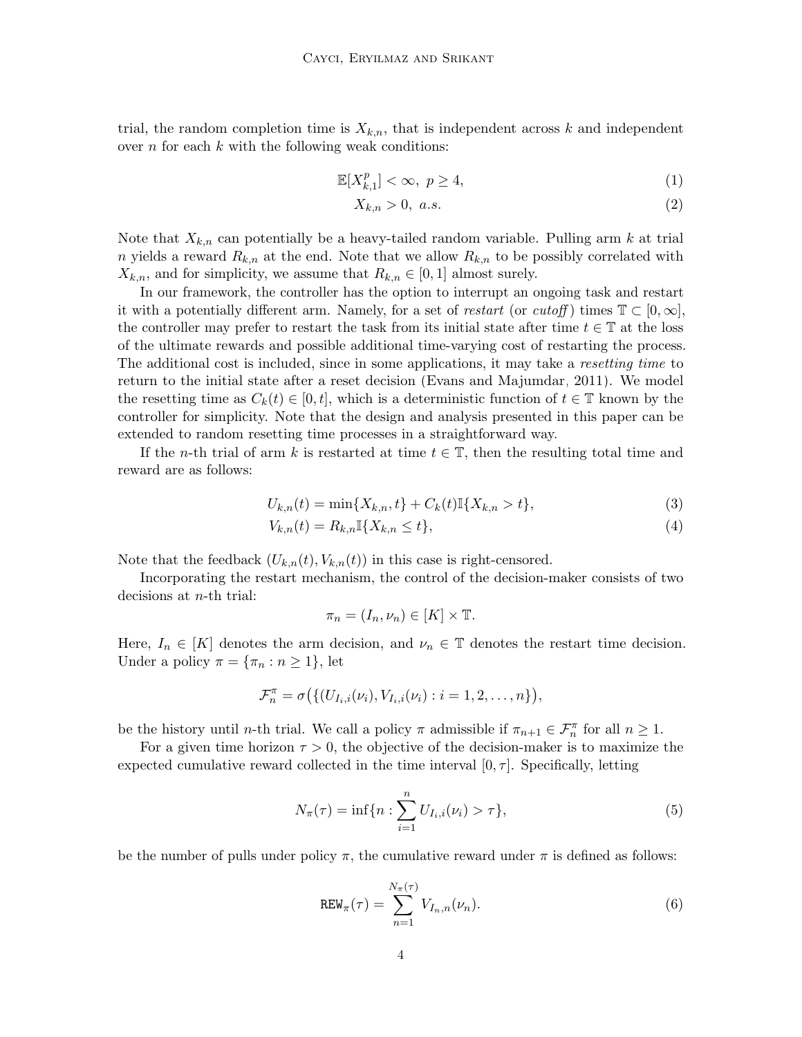trial, the random completion time is $X_{k,n}$, that is independent across $k$ and independent over $n$ for each $k$ with the following weak conditions:

$$\mathbb{E}[X_{k,1}^p] < \infty,\ p \geq 4, \tag{1}$$

$$X_{k,n} > 0,\ a.s. \tag{2}$$

Note that $X_{k,n}$ can potentially be a heavy-tailed random variable. Pulling arm $k$ at trial $n$ yields a reward $R_{k,n}$ at the end. Note that we allow $R_{k,n}$ to be possibly correlated with $X_{k,n}$, and for simplicity, we assume that $R_{k,n} \in [0,1]$ almost surely.

In our framework, the controller has the option to interrupt an ongoing task and restart it with a potentially different arm. Namely, for a set of *restart* (or *cutoff*) times $\mathbb{T} \subset [0, \infty]$, the controller may prefer to restart the task from its initial state after time $t \in \mathbb{T}$ at the loss of the ultimate rewards and possible additional time-varying cost of restarting the process. The additional cost is included, since in some applications, it may take a *resetting time* to return to the initial state after a reset decision (Evans and Majumdar, 2011). We model the resetting time as $C_k(t) \in [0, t]$, which is a deterministic function of $t \in \mathbb{T}$ known by the controller for simplicity. Note that the design and analysis presented in this paper can be extended to random resetting time processes in a straightforward way.

If the $n$-th trial of arm $k$ is restarted at time $t \in \mathbb{T}$, then the resulting total time and reward are as follows:

$$U_{k,n}(t) = \min\{X_{k,n}, t\} + C_k(t)\mathbb{I}\{X_{k,n} > t\}, \tag{3}$$

$$V_{k,n}(t) = R_{k,n}\mathbb{I}\{X_{k,n} \leq t\}, \tag{4}$$

Note that the feedback $(U_{k,n}(t), V_{k,n}(t))$ in this case is right-censored.

Incorporating the restart mechanism, the control of the decision-maker consists of two decisions at $n$-th trial:

$$\pi_n = (I_n, \nu_n) \in [K] \times \mathbb{T}.$$

Here, $I_n \in [K]$ denotes the arm decision, and $\nu_n \in \mathbb{T}$ denotes the restart time decision. Under a policy $\pi = \{\pi_n : n \geq 1\}$, let

$$\mathcal{F}_n^\pi = \sigma\big(\{(U_{I_i,i}(\nu_i), V_{I_i,i}(\nu_i) : i = 1, 2, \ldots, n\}\big),$$

be the history until $n$-th trial. We call a policy $\pi$ admissible if $\pi_{n+1} \in \mathcal{F}_n^\pi$ for all $n \geq 1$.

For a given time horizon $\tau > 0$, the objective of the decision-maker is to maximize the expected cumulative reward collected in the time interval $[0, \tau]$. Specifically, letting

$$N_\pi(\tau) = \inf\{n : \sum_{i=1}^{n} U_{I_i,i}(\nu_i) > \tau\}, \tag{5}$$

be the number of pulls under policy $\pi$, the cumulative reward under $\pi$ is defined as follows:

$$\texttt{REW}_\pi(\tau) = \sum_{n=1}^{N_\pi(\tau)} V_{I_n,n}(\nu_n). \tag{6}$$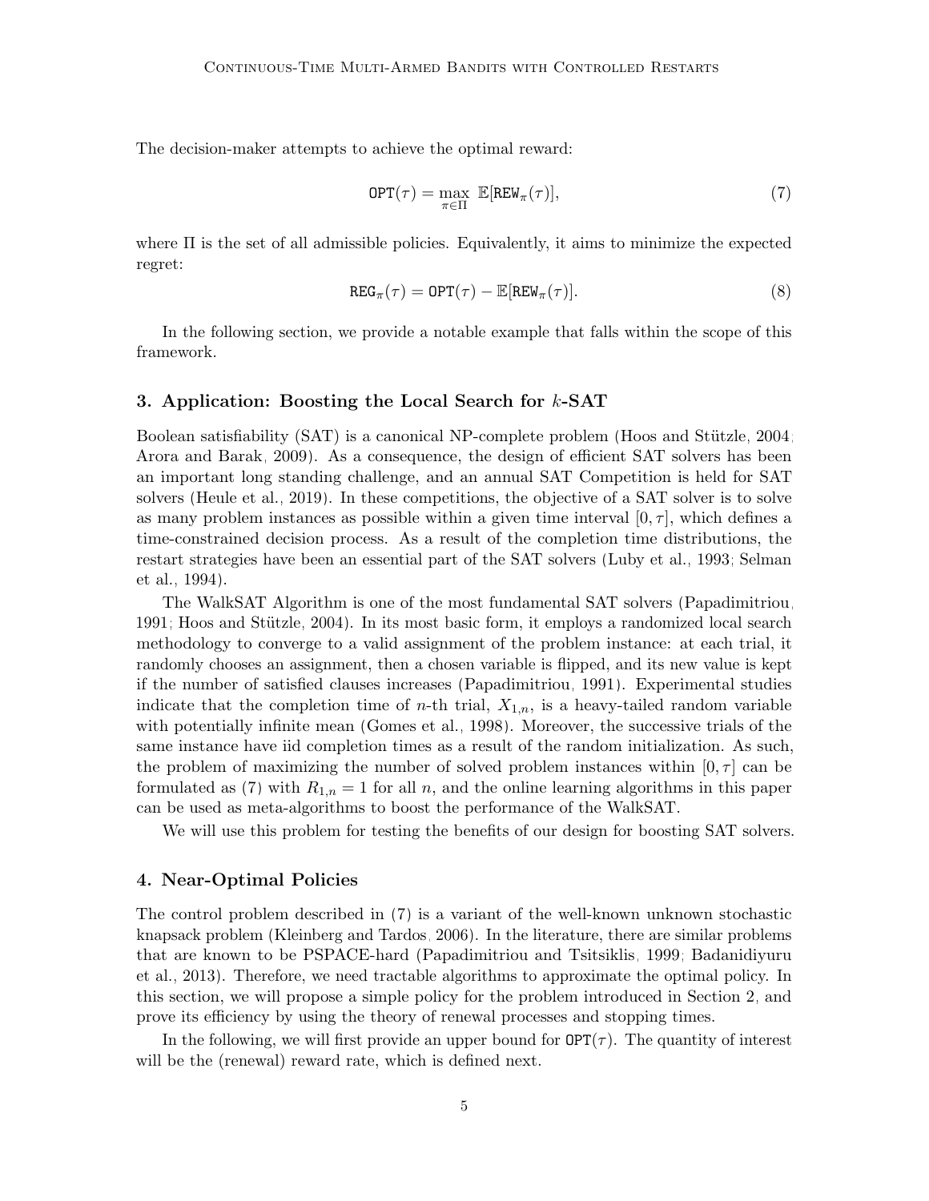The decision-maker attempts to achieve the optimal reward:

$$\texttt{OPT}(\tau) = \max_{\pi \in \Pi} \ \mathbb{E}[\texttt{REW}_\pi(\tau)], \tag{7}$$

where $\Pi$ is the set of all admissible policies. Equivalently, it aims to minimize the expected regret:

$$\texttt{REG}_\pi(\tau) = \texttt{OPT}(\tau) - \mathbb{E}[\texttt{REW}_\pi(\tau)]. \tag{8}$$

In the following section, we provide a notable example that falls within the scope of this framework.

## 3. Application: Boosting the Local Search for $k$-SAT

Boolean satisfiability (SAT) is a canonical NP-complete problem (Hoos and Stützle, 2004; Arora and Barak, 2009). As a consequence, the design of efficient SAT solvers has been an important long standing challenge, and an annual SAT Competition is held for SAT solvers (Heule et al., 2019). In these competitions, the objective of a SAT solver is to solve as many problem instances as possible within a given time interval $[0, \tau]$, which defines a time-constrained decision process. As a result of the completion time distributions, the restart strategies have been an essential part of the SAT solvers (Luby et al., 1993; Selman et al., 1994).

The WalkSAT Algorithm is one of the most fundamental SAT solvers (Papadimitriou, 1991; Hoos and Stützle, 2004). In its most basic form, it employs a randomized local search methodology to converge to a valid assignment of the problem instance: at each trial, it randomly chooses an assignment, then a chosen variable is flipped, and its new value is kept if the number of satisfied clauses increases (Papadimitriou, 1991). Experimental studies indicate that the completion time of $n$-th trial, $X_{1,n}$, is a heavy-tailed random variable with potentially infinite mean (Gomes et al., 1998). Moreover, the successive trials of the same instance have iid completion times as a result of the random initialization. As such, the problem of maximizing the number of solved problem instances within $[0, \tau]$ can be formulated as (7) with $R_{1,n} = 1$ for all $n$, and the online learning algorithms in this paper can be used as meta-algorithms to boost the performance of the WalkSAT.

We will use this problem for testing the benefits of our design for boosting SAT solvers.

## 4. Near-Optimal Policies

The control problem described in (7) is a variant of the well-known unknown stochastic knapsack problem (Kleinberg and Tardos, 2006). In the literature, there are similar problems that are known to be PSPACE-hard (Papadimitriou and Tsitsiklis, 1999; Badanidiyuru et al., 2013). Therefore, we need tractable algorithms to approximate the optimal policy. In this section, we will propose a simple policy for the problem introduced in Section 2, and prove its efficiency by using the theory of renewal processes and stopping times.

In the following, we will first provide an upper bound for $\texttt{OPT}(\tau)$. The quantity of interest will be the (renewal) reward rate, which is defined next.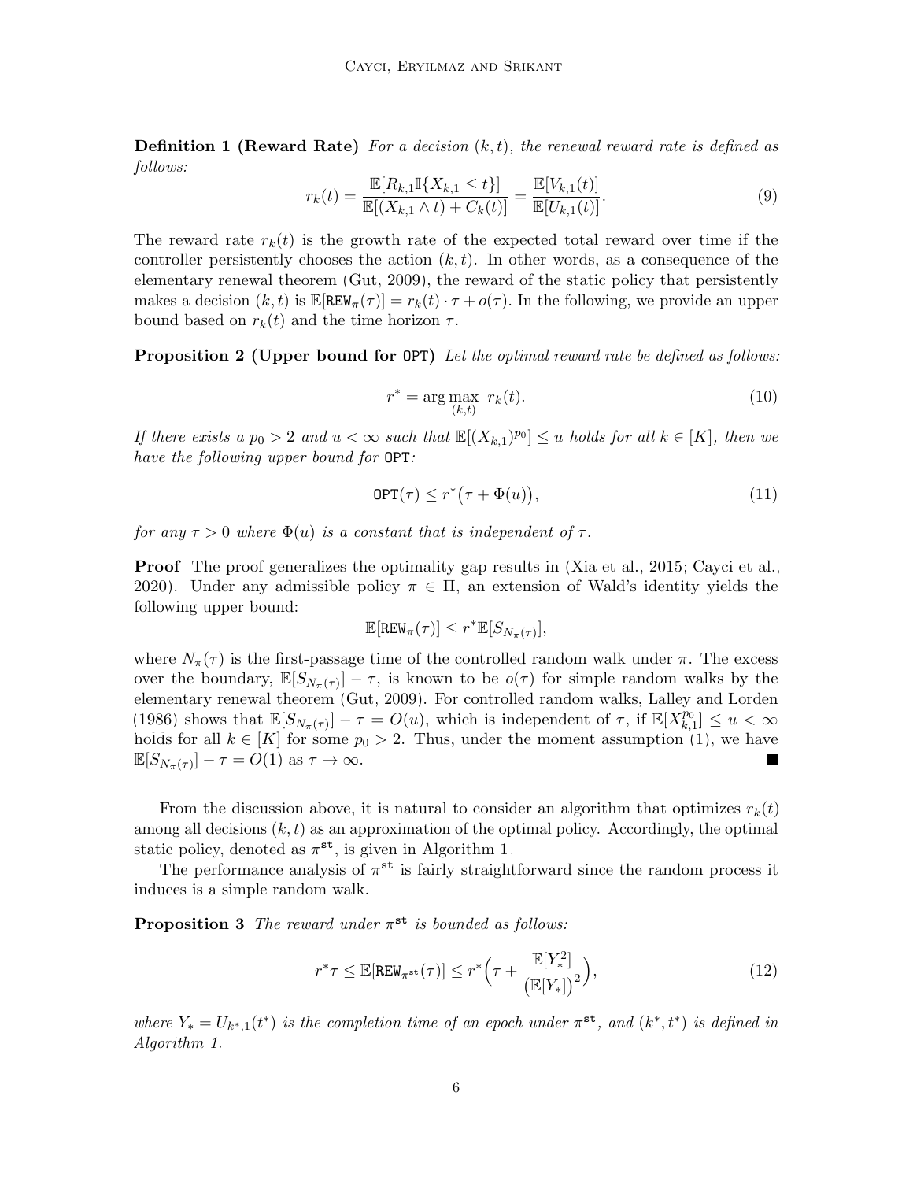**Definition 1 (Reward Rate)** *For a decision $(k, t)$, the renewal reward rate is defined as follows:*

$$r_k(t) = \frac{\mathbb{E}[R_{k,1}\mathbb{I}\{X_{k,1} \leq t\}]}{\mathbb{E}[(X_{k,1} \wedge t) + C_k(t)]} = \frac{\mathbb{E}[V_{k,1}(t)]}{\mathbb{E}[U_{k,1}(t)]}. \tag{9}$$

The reward rate $r_k(t)$ is the growth rate of the expected total reward over time if the controller persistently chooses the action $(k, t)$. In other words, as a consequence of the elementary renewal theorem (Gut, 2009), the reward of the static policy that persistently makes a decision $(k, t)$ is $\mathbb{E}[\texttt{REW}_\pi(\tau)] = r_k(t) \cdot \tau + o(\tau)$. In the following, we provide an upper bound based on $r_k(t)$ and the time horizon $\tau$.

**Proposition 2 (Upper bound for OPT)** *Let the optimal reward rate be defined as follows:*

$$r^* = \arg\max_{(k,t)} \ r_k(t). \tag{10}$$

*If there exists a $p_0 > 2$ and $u < \infty$ such that $\mathbb{E}[(X_{k,1})^{p_0}] \leq u$ holds for all $k \in [K]$, then we have the following upper bound for OPT:*

$$\texttt{OPT}(\tau) \leq r^*\big(\tau + \Phi(u)\big), \tag{11}$$

*for any $\tau > 0$ where $\Phi(u)$ is a constant that is independent of $\tau$.*

**Proof** The proof generalizes the optimality gap results in (Xia et al., 2015; Cayci et al., 2020). Under any admissible policy $\pi \in \Pi$, an extension of Wald's identity yields the following upper bound:

$$\mathbb{E}[\texttt{REW}_\pi(\tau)] \leq r^*\mathbb{E}[S_{N_\pi(\tau)}],$$

where $N_\pi(\tau)$ is the first-passage time of the controlled random walk under $\pi$. The excess over the boundary, $\mathbb{E}[S_{N_\pi(\tau)}] - \tau$, is known to be $o(\tau)$ for simple random walks by the elementary renewal theorem (Gut, 2009). For controlled random walks, Lalley and Lorden (1986) shows that $\mathbb{E}[S_{N_\pi(\tau)}] - \tau = O(u)$, which is independent of $\tau$, if $\mathbb{E}[X_{k,1}^{p_0}] \leq u < \infty$ holds for all $k \in [K]$ for some $p_0 > 2$. Thus, under the moment assumption (1), we have $\mathbb{E}[S_{N_\pi(\tau)}] - \tau = O(1)$ as $\tau \to \infty$. ■

From the discussion above, it is natural to consider an algorithm that optimizes $r_k(t)$ among all decisions $(k, t)$ as an approximation of the optimal policy. Accordingly, the optimal static policy, denoted as $\pi^{\texttt{st}}$, is given in Algorithm 1.

The performance analysis of $\pi^{\texttt{st}}$ is fairly straightforward since the random process it induces is a simple random walk.

**Proposition 3** *The reward under $\pi^{\texttt{st}}$ is bounded as follows:*

$$r^*\tau \leq \mathbb{E}[\texttt{REW}_{\pi^{\texttt{st}}}(\tau)] \leq r^*\Big(\tau + \frac{\mathbb{E}[Y_*^2]}{\big(\mathbb{E}[Y_*]\big)^2}\Big), \tag{12}$$

*where $Y_* = U_{k^*,1}(t^*)$ is the completion time of an epoch under $\pi^{\texttt{st}}$, and $(k^*, t^*)$ is defined in Algorithm 1.*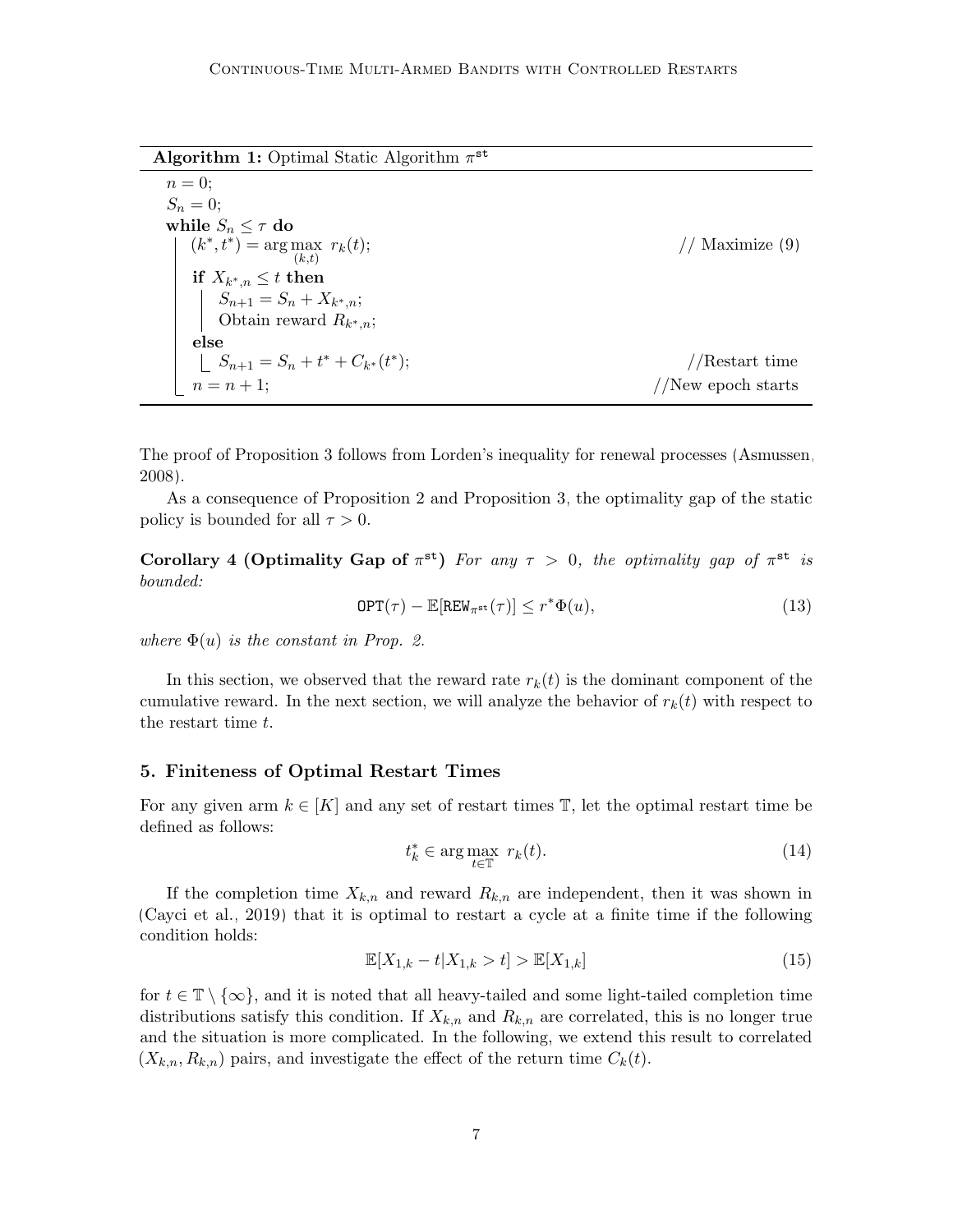**Algorithm 1:** Optimal Static Algorithm $\pi^{\mathtt{st}}$

```
n = 0;
S_n = 0;
while S_n ≤ τ do
    (k*, t*) = arg max_{(k,t)} r_k(t);            // Maximize (9)
    if X_{k*,n} ≤ t then
        S_{n+1} = S_n + X_{k*,n};
        Obtain reward R_{k*,n};
    else
        S_{n+1} = S_n + t* + C_{k*}(t*);          //Restart time
    n = n + 1;                                    //New epoch starts
```

The proof of Proposition 3 follows from Lorden's inequality for renewal processes (Asmussen, 2008).

As a consequence of Proposition 2 and Proposition 3, the optimality gap of the static policy is bounded for all $\tau > 0$.

**Corollary 4 (Optimality Gap of $\pi^{\mathtt{st}}$)** *For any $\tau > 0$, the optimality gap of $\pi^{\mathtt{st}}$ is bounded:*

$$\mathtt{OPT}(\tau) - \mathbb{E}[\mathtt{REW}_{\pi^{\mathtt{st}}}(\tau)] \leq r^* \Phi(u), \tag{13}$$

*where $\Phi(u)$ is the constant in Prop. 2.*

In this section, we observed that the reward rate $r_k(t)$ is the dominant component of the cumulative reward. In the next section, we will analyze the behavior of $r_k(t)$ with respect to the restart time $t$.

## 5. Finiteness of Optimal Restart Times

For any given arm $k \in [K]$ and any set of restart times $\mathbb{T}$, let the optimal restart time be defined as follows:

$$t_k^* \in \arg\max_{t \in \mathbb{T}} \ r_k(t). \tag{14}$$

If the completion time $X_{k,n}$ and reward $R_{k,n}$ are independent, then it was shown in (Cayci et al., 2019) that it is optimal to restart a cycle at a finite time if the following condition holds:

$$\mathbb{E}[X_{1,k} - t | X_{1,k} > t] > \mathbb{E}[X_{1,k}] \tag{15}$$

for $t \in \mathbb{T} \setminus \{\infty\}$, and it is noted that all heavy-tailed and some light-tailed completion time distributions satisfy this condition. If $X_{k,n}$ and $R_{k,n}$ are correlated, this is no longer true and the situation is more complicated. In the following, we extend this result to correlated $(X_{k,n}, R_{k,n})$ pairs, and investigate the effect of the return time $C_k(t)$.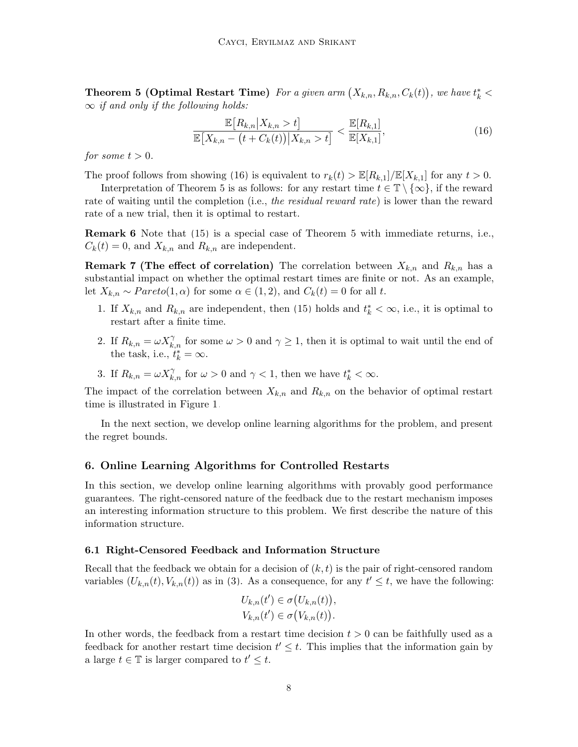**Theorem 5 (Optimal Restart Time)** *For a given arm $\big(X_{k,n}, R_{k,n}, C_k(t)\big)$, we have $t_k^* < \infty$ if and only if the following holds:*

$$\frac{\mathbb{E}\big[R_{k,n}\big|X_{k,n} > t\big]}{\mathbb{E}\big[X_{k,n} - \big(t + C_k(t)\big)\big|X_{k,n} > t\big]} < \frac{\mathbb{E}[R_{k,1}]}{\mathbb{E}[X_{k,1}]}, \tag{16}$$

*for some $t > 0$.*

The proof follows from showing (16) is equivalent to $r_k(t) > \mathbb{E}[R_{k,1}]/\mathbb{E}[X_{k,1}]$ for any $t > 0$.

Interpretation of Theorem 5 is as follows: for any restart time $t \in \mathbb{T} \setminus \{\infty\}$, if the reward rate of waiting until the completion (i.e., *the residual reward rate*) is lower than the reward rate of a new trial, then it is optimal to restart.

**Remark 6** Note that (15) is a special case of Theorem 5 with immediate returns, i.e., $C_k(t) = 0$, and $X_{k,n}$ and $R_{k,n}$ are independent.

**Remark 7 (The effect of correlation)** The correlation between $X_{k,n}$ and $R_{k,n}$ has a substantial impact on whether the optimal restart times are finite or not. As an example, let $X_{k,n} \sim Pareto(1, \alpha)$ for some $\alpha \in (1, 2)$, and $C_k(t) = 0$ for all $t$.

1. If $X_{k,n}$ and $R_{k,n}$ are independent, then (15) holds and $t_k^* < \infty$, i.e., it is optimal to restart after a finite time.
2. If $R_{k,n} = \omega X_{k,n}^\gamma$ for some $\omega > 0$ and $\gamma \geq 1$, then it is optimal to wait until the end of the task, i.e., $t_k^* = \infty$.
3. If $R_{k,n} = \omega X_{k,n}^\gamma$ for $\omega > 0$ and $\gamma < 1$, then we have $t_k^* < \infty$.

The impact of the correlation between $X_{k,n}$ and $R_{k,n}$ on the behavior of optimal restart time is illustrated in Figure 1.

In the next section, we develop online learning algorithms for the problem, and present the regret bounds.

## 6. Online Learning Algorithms for Controlled Restarts

In this section, we develop online learning algorithms with provably good performance guarantees. The right-censored nature of the feedback due to the restart mechanism imposes an interesting information structure to this problem. We first describe the nature of this information structure.

### 6.1 Right-Censored Feedback and Information Structure

Recall that the feedback we obtain for a decision of $(k, t)$ is the pair of right-censored random variables $(U_{k,n}(t), V_{k,n}(t))$ as in (3). As a consequence, for any $t' \leq t$, we have the following:

$$U_{k,n}(t') \in \sigma\big(U_{k,n}(t)\big),$$
$$V_{k,n}(t') \in \sigma\big(V_{k,n}(t)\big).$$

In other words, the feedback from a restart time decision $t > 0$ can be faithfully used as a feedback for another restart time decision $t' \leq t$. This implies that the information gain by a large $t \in \mathbb{T}$ is larger compared to $t' \leq t$.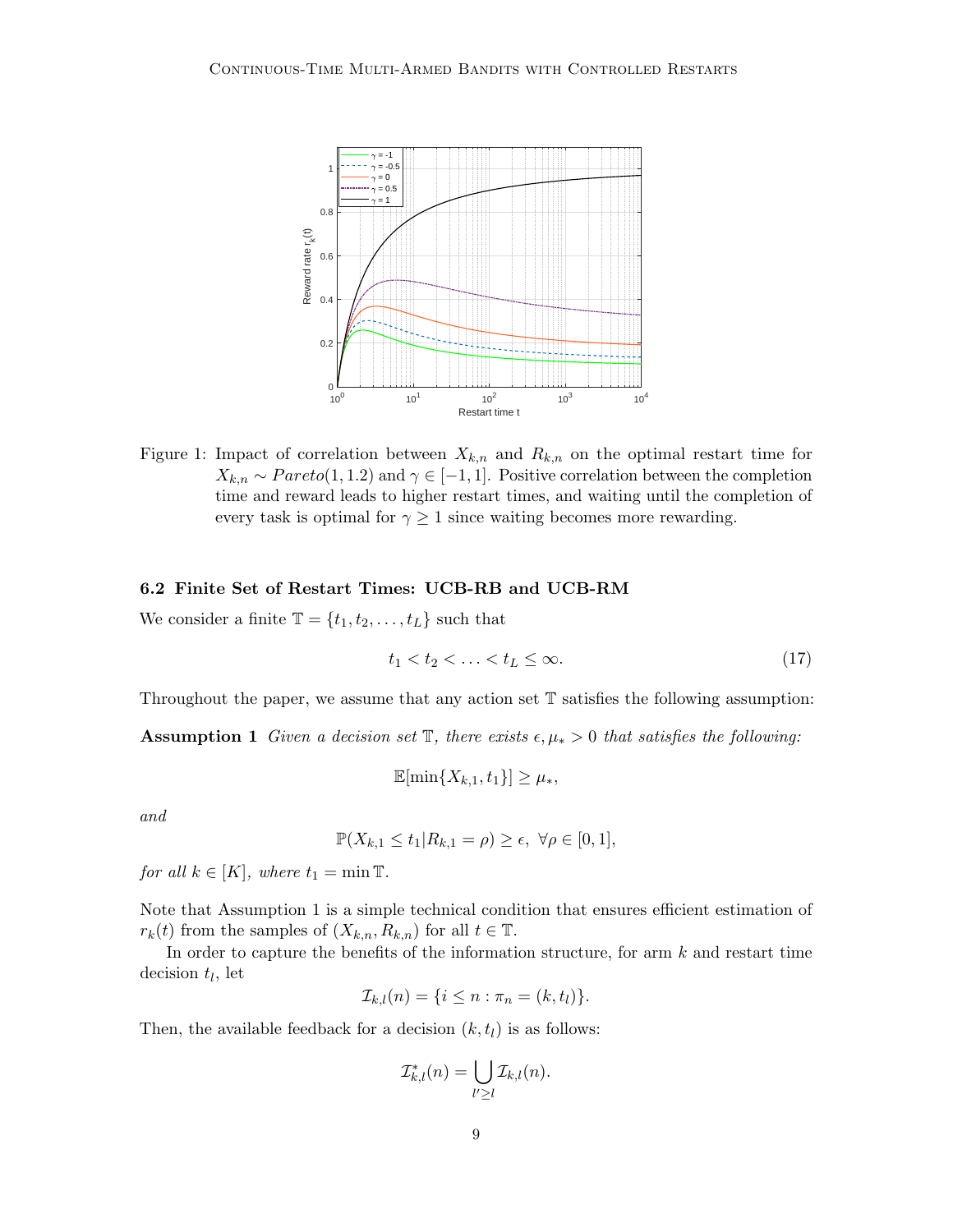γ = -1
γ = -0.5
γ = 0
γ = 0.5
γ = 1

Reward rate $r_k(t)$

Restart time t

0
0.2
0.4
0.6
0.8
1

$10^0$
$10^1$
$10^2$
$10^3$
$10^4$

Figure 1: Impact of correlation between $X_{k,n}$ and $R_{k,n}$ on the optimal restart time for $X_{k,n} \sim Pareto(1, 1.2)$ and $\gamma \in [-1, 1]$. Positive correlation between the completion time and reward leads to higher restart times, and waiting until the completion of every task is optimal for $\gamma \geq 1$ since waiting becomes more rewarding.

### 6.2 Finite Set of Restart Times: UCB-RB and UCB-RM

We consider a finite $\mathbb{T} = \{t_1, t_2, \ldots, t_L\}$ such that

$$t_1 < t_2 < \ldots < t_L \leq \infty. \tag{17}$$

Throughout the paper, we assume that any action set $\mathbb{T}$ satisfies the following assumption:

**Assumption 1** *Given a decision set $\mathbb{T}$, there exists $\epsilon, \mu_* > 0$ that satisfies the following:*

$$\mathbb{E}[\min\{X_{k,1}, t_1\}] \geq \mu_*,$$

*and*

$$\mathbb{P}(X_{k,1} \leq t_1 | R_{k,1} = \rho) \geq \epsilon, \ \forall \rho \in [0, 1],$$

*for all $k \in [K]$, where $t_1 = \min \mathbb{T}$.*

Note that Assumption 1 is a simple technical condition that ensures efficient estimation of $r_k(t)$ from the samples of $(X_{k,n}, R_{k,n})$ for all $t \in \mathbb{T}$.

In order to capture the benefits of the information structure, for arm $k$ and restart time decision $t_l$, let

$$\mathcal{I}_{k,l}(n) = \{i \leq n : \pi_n = (k, t_l)\}.$$

Then, the available feedback for a decision $(k, t_l)$ is as follows:

$$\mathcal{I}^*_{k,l}(n) = \bigcup_{l' \geq l} \mathcal{I}_{k,l}(n).$$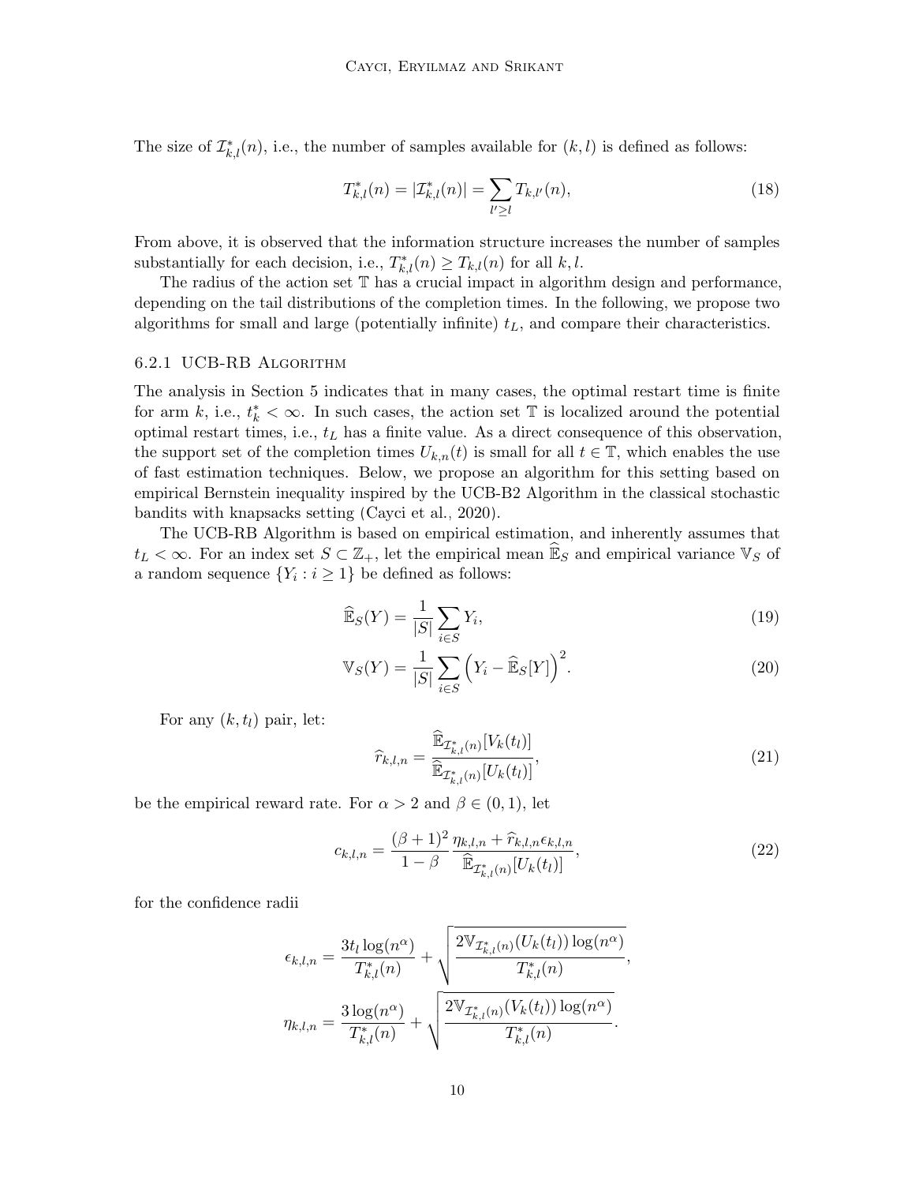The size of $\mathcal{I}^*_{k,l}(n)$, i.e., the number of samples available for $(k,l)$ is defined as follows:

$$T^*_{k,l}(n) = |\mathcal{I}^*_{k,l}(n)| = \sum_{l' \geq l} T_{k,l'}(n), \tag{18}$$

From above, it is observed that the information structure increases the number of samples substantially for each decision, i.e., $T^*_{k,l}(n) \geq T_{k,l}(n)$ for all $k, l$.

The radius of the action set $\mathbb{T}$ has a crucial impact in algorithm design and performance, depending on the tail distributions of the completion times. In the following, we propose two algorithms for small and large (potentially infinite) $t_L$, and compare their characteristics.

#### 6.2.1 UCB-RB Algorithm

The analysis in Section 5 indicates that in many cases, the optimal restart time is finite for arm $k$, i.e., $t^*_k < \infty$. In such cases, the action set $\mathbb{T}$ is localized around the potential optimal restart times, i.e., $t_L$ has a finite value. As a direct consequence of this observation, the support set of the completion times $U_{k,n}(t)$ is small for all $t \in \mathbb{T}$, which enables the use of fast estimation techniques. Below, we propose an algorithm for this setting based on empirical Bernstein inequality inspired by the UCB-B2 Algorithm in the classical stochastic bandits with knapsacks setting (Cayci et al., 2020).

The UCB-RB Algorithm is based on empirical estimation, and inherently assumes that $t_L < \infty$. For an index set $S \subset \mathbb{Z}_+$, let the empirical mean $\widehat{\mathbb{E}}_S$ and empirical variance $\mathbb{V}_S$ of a random sequence $\{Y_i : i \geq 1\}$ be defined as follows:

$$\widehat{\mathbb{E}}_S(Y) = \frac{1}{|S|} \sum_{i \in S} Y_i, \tag{19}$$

$$\mathbb{V}_S(Y) = \frac{1}{|S|} \sum_{i \in S} \Big( Y_i - \widehat{\mathbb{E}}_S[Y] \Big)^2. \tag{20}$$

For any $(k, t_l)$ pair, let:

$$\widehat{r}_{k,l,n} = \frac{\widehat{\mathbb{E}}_{\mathcal{I}^*_{k,l}(n)}[V_k(t_l)]}{\widehat{\mathbb{E}}_{\mathcal{I}^*_{k,l}(n)}[U_k(t_l)]}, \tag{21}$$

be the empirical reward rate. For $\alpha > 2$ and $\beta \in (0,1)$, let

$$c_{k,l,n} = \frac{(\beta+1)^2}{1-\beta} \frac{\eta_{k,l,n} + \widehat{r}_{k,l,n}\epsilon_{k,l,n}}{\widehat{\mathbb{E}}_{\mathcal{I}^*_{k,l}(n)}[U_k(t_l)]}, \tag{22}$$

for the confidence radii

$$\epsilon_{k,l,n} = \frac{3 t_l \log(n^\alpha)}{T^*_{k,l}(n)} + \sqrt{\frac{2\mathbb{V}_{\mathcal{I}^*_{k,l}(n)}(U_k(t_l)) \log(n^\alpha)}{T^*_{k,l}(n)}},$$

$$\eta_{k,l,n} = \frac{3 \log(n^\alpha)}{T^*_{k,l}(n)} + \sqrt{\frac{2\mathbb{V}_{\mathcal{I}^*_{k,l}(n)}(V_k(t_l)) \log(n^\alpha)}{T^*_{k,l}(n)}}.$$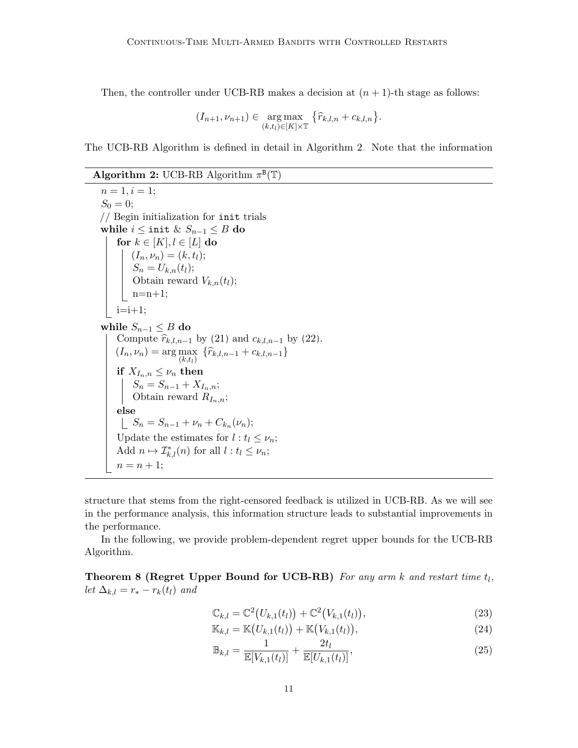Then, the controller under UCB-RB makes a decision at $(n+1)$-th stage as follows:

$$(I_{n+1}, \nu_{n+1}) \in \underset{(k,t_l)\in[K]\times\mathbb{T}}{\arg\max} \left\{\widehat{r}_{k,l,n} + c_{k,l,n}\right\}.$$

The UCB-RB Algorithm is defined in detail in Algorithm 2. Note that the information structure that stems from the right-censored feedback is utilized in UCB-RB. As we will see in the performance analysis, this information structure leads to substantial improvements in the performance.

**Algorithm 2:** UCB-RB Algorithm $\pi^{\mathtt{B}}(\mathbb{T})$

```
n = 1, i = 1;
S_0 = 0;
// Begin initialization for init trials
while i ≤ init & S_{n-1} ≤ B do
    for k ∈ [K], l ∈ [L] do
        (I_n, ν_n) = (k, t_l);
        S_n = U_{k,n}(t_l);
        Obtain reward V_{k,n}(t_l);
        n=n+1;
    i=i+1;
while S_{n-1} ≤ B do
    Compute r̂_{k,l,n-1} by (21) and c_{k,l,n-1} by (22).
    (I_n, ν_n) = arg max_{(k,t_l)} {r̂_{k,l,n-1} + c_{k,l,n-1}}
    if X_{I_n,n} ≤ ν_n then
        S_n = S_{n-1} + X_{I_n,n};
        Obtain reward R_{I_n,n};
    else
        S_n = S_{n-1} + ν_n + C_{k_n}(ν_n);
    Update the estimates for l : t_l ≤ ν_n;
    Add n ↦ I*_{k,l}(n) for all l : t_l ≤ ν_n;
    n = n + 1;
```

In the following, we provide problem-dependent regret upper bounds for the UCB-RB Algorithm.

**Theorem 8 (Regret Upper Bound for UCB-RB)** *For any arm $k$ and restart time $t_l$, let $\Delta_{k,l} = r_* - r_k(t_l)$ and*

$$\mathbb{C}_{k,l} = \mathbb{C}^2\big(U_{k,1}(t_l)\big) + \mathbb{C}^2\big(V_{k,1}(t_l)\big), \tag{23}$$

$$\mathbb{K}_{k,l} = \mathbb{K}\big(U_{k,1}(t_l)\big) + \mathbb{K}\big(V_{k,1}(t_l)\big), \tag{24}$$

$$\mathbb{B}_{k,l} = \frac{1}{\mathbb{E}[V_{k,1}(t_l)]} + \frac{2t_l}{\mathbb{E}[U_{k,1}(t_l)]}, \tag{25}$$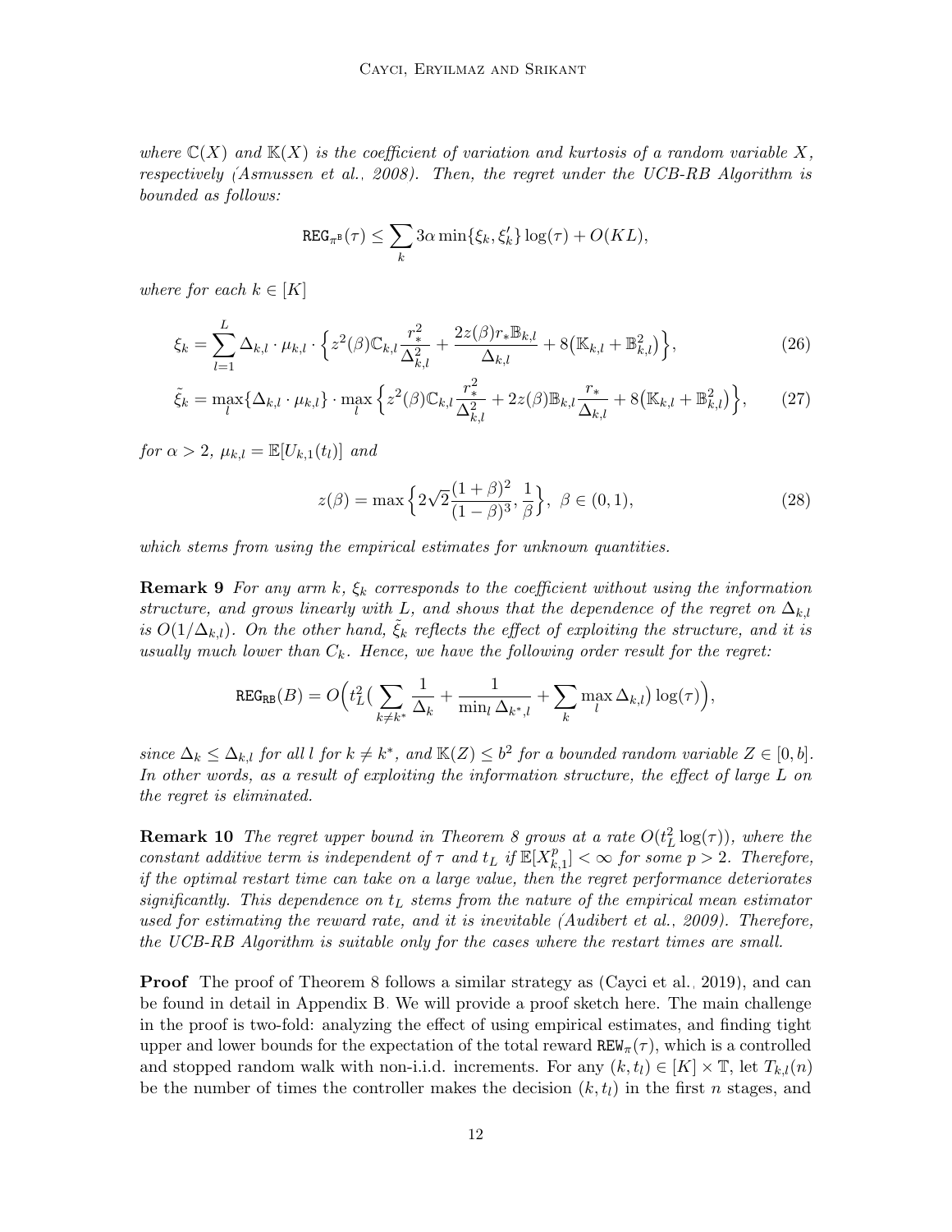*where $\mathbb{C}(X)$ and $\mathbb{K}(X)$ is the coefficient of variation and kurtosis of a random variable $X$, respectively (Asmussen et al., 2008). Then, the regret under the UCB-RB Algorithm is bounded as follows:*

$$\mathtt{REG}_{\pi^{\mathtt{B}}}(\tau) \leq \sum_{k} 3\alpha \min\{\xi_k, \xi_k'\} \log(\tau) + O(KL),$$

*where for each $k \in [K]$*

$$\xi_k = \sum_{l=1}^{L} \Delta_{k,l} \cdot \mu_{k,l} \cdot \Big\{ z^2(\beta)\mathbb{C}_{k,l}\frac{r_*^2}{\Delta_{k,l}^2} + \frac{2z(\beta)r_*\mathbb{B}_{k,l}}{\Delta_{k,l}} + 8\big(\mathbb{K}_{k,l} + \mathbb{B}_{k,l}^2\big)\Big\}, \tag{26}$$

$$\tilde{\xi}_k = \max_l\{\Delta_{k,l} \cdot \mu_{k,l}\} \cdot \max_l \Big\{ z^2(\beta)\mathbb{C}_{k,l}\frac{r_*^2}{\Delta_{k,l}^2} + 2z(\beta)\mathbb{B}_{k,l}\frac{r_*}{\Delta_{k,l}} + 8\big(\mathbb{K}_{k,l} + \mathbb{B}_{k,l}^2\big)\Big\}, \tag{27}$$

*for $\alpha > 2$, $\mu_{k,l} = \mathbb{E}[U_{k,1}(t_l)]$ and*

$$z(\beta) = \max\Big\{ 2\sqrt{2}\frac{(1+\beta)^2}{(1-\beta)^3}, \frac{1}{\beta}\Big\},\ \ \beta \in (0,1), \tag{28}$$

*which stems from using the empirical estimates for unknown quantities.*

**Remark 9** *For any arm $k$, $\xi_k$ corresponds to the coefficient without using the information structure, and grows linearly with $L$, and shows that the dependence of the regret on $\Delta_{k,l}$ is $O(1/\Delta_{k,l})$. On the other hand, $\tilde{\xi}_k$ reflects the effect of exploiting the structure, and it is usually much lower than $C_k$. Hence, we have the following order result for the regret:*

$$\mathtt{REG}_{\mathtt{RB}}(B) = O\Big(t_L^2\big(\sum_{k \neq k^*}\frac{1}{\Delta_k} + \frac{1}{\min_l \Delta_{k^*,l}} + \sum_k \max_l \Delta_{k,l}\big)\log(\tau)\Big),$$

*since $\Delta_k \leq \Delta_{k,l}$ for all $l$ for $k \neq k^*$, and $\mathbb{K}(Z) \leq b^2$ for a bounded random variable $Z \in [0,b]$. In other words, as a result of exploiting the information structure, the effect of large $L$ on the regret is eliminated.*

**Remark 10** *The regret upper bound in Theorem 8 grows at a rate $O(t_L^2\log(\tau))$, where the constant additive term is independent of $\tau$ and $t_L$ if $\mathbb{E}[X_{k,1}^p] < \infty$ for some $p > 2$. Therefore, if the optimal restart time can take on a large value, then the regret performance deteriorates significantly. This dependence on $t_L$ stems from the nature of the empirical mean estimator used for estimating the reward rate, and it is inevitable (Audibert et al., 2009). Therefore, the UCB-RB Algorithm is suitable only for the cases where the restart times are small.*

**Proof** The proof of Theorem 8 follows a similar strategy as (Cayci et al., 2019), and can be found in detail in Appendix B. We will provide a proof sketch here. The main challenge in the proof is two-fold: analyzing the effect of using empirical estimates, and finding tight upper and lower bounds for the expectation of the total reward $\mathtt{REW}_\pi(\tau)$, which is a controlled and stopped random walk with non-i.i.d. increments. For any $(k,t_l) \in [K] \times \mathbb{T}$, let $T_{k,l}(n)$ be the number of times the controller makes the decision $(k,t_l)$ in the first $n$ stages, and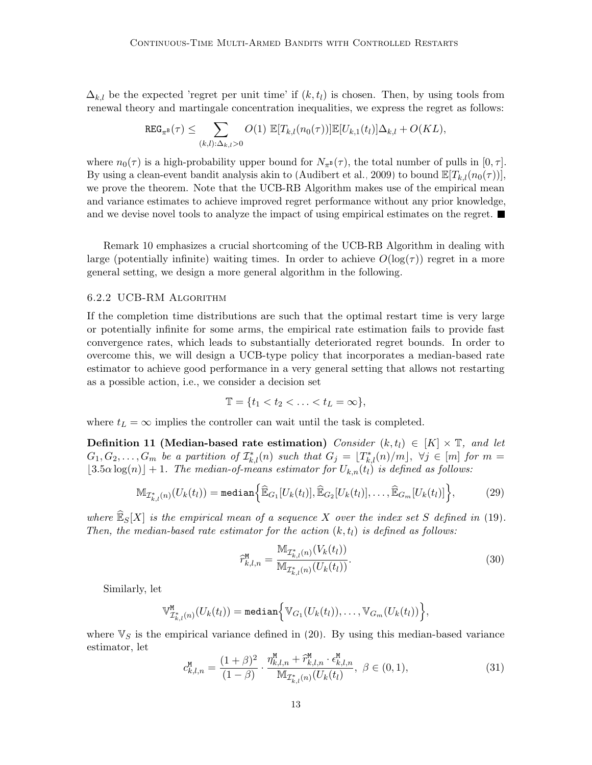$\Delta_{k,l}$ be the expected 'regret per unit time' if $(k, t_l)$ is chosen. Then, by using tools from renewal theory and martingale concentration inequalities, we express the regret as follows:

$$\mathtt{REG}_{\pi^{\mathtt{B}}}(\tau) \leq \sum_{(k,l):\Delta_{k,l}>0} O(1)\ \mathbb{E}[T_{k,l}(n_0(\tau))]\mathbb{E}[U_{k,1}(t_l)]\Delta_{k,l} + O(KL),$$

where $n_0(\tau)$ is a high-probability upper bound for $N_{\pi^{\mathtt{B}}}(\tau)$, the total number of pulls in $[0, \tau]$. By using a clean-event bandit analysis akin to (Audibert et al., 2009) to bound $\mathbb{E}[T_{k,l}(n_0(\tau))]$, we prove the theorem. Note that the UCB-RB Algorithm makes use of the empirical mean and variance estimates to achieve improved regret performance without any prior knowledge, and we devise novel tools to analyze the impact of using empirical estimates on the regret. ■

Remark 10 emphasizes a crucial shortcoming of the UCB-RB Algorithm in dealing with large (potentially infinite) waiting times. In order to achieve $O(\log(\tau))$ regret in a more general setting, we design a more general algorithm in the following.

#### 6.2.2 UCB-RM Algorithm

If the completion time distributions are such that the optimal restart time is very large or potentially infinite for some arms, the empirical rate estimation fails to provide fast convergence rates, which leads to substantially deteriorated regret bounds. In order to overcome this, we will design a UCB-type policy that incorporates a median-based rate estimator to achieve good performance in a very general setting that allows not restarting as a possible action, i.e., we consider a decision set

$$\mathbb{T} = \{t_1 < t_2 < \ldots < t_L = \infty\},$$

where $t_L = \infty$ implies the controller can wait until the task is completed.

**Definition 11 (Median-based rate estimation)** *Consider $(k, t_l) \in [K] \times \mathbb{T}$, and let $G_1, G_2, \ldots, G_m$ be a partition of $\mathcal{I}^*_{k,l}(n)$ such that $G_j = \lfloor T^*_{k,l}(n)/m \rfloor,\ \forall j \in [m]$ for $m = \lfloor 3.5\alpha \log(n) \rfloor + 1$. The median-of-means estimator for $U_{k,n}(t_l)$ is defined as follows:*

$$\mathbb{M}_{\mathcal{I}^*_{k,l}(n)}(U_k(t_l)) = \mathtt{median}\Big\{\widehat{\mathbb{E}}_{G_1}[U_k(t_l)], \widehat{\mathbb{E}}_{G_2}[U_k(t_l)], \ldots, \widehat{\mathbb{E}}_{G_m}[U_k(t_l)]\Big\}, \tag{29}$$

*where $\widehat{\mathbb{E}}_S[X]$ is the empirical mean of a sequence $X$ over the index set $S$ defined in (19). Then, the median-based rate estimator for the action $(k, t_l)$ is defined as follows:*

$$\widehat{r}^{\mathtt{M}}_{k,l,n} = \frac{\mathbb{M}_{\mathcal{I}^*_{k,l}(n)}(V_k(t_l))}{\mathbb{M}_{\mathcal{I}^*_{k,l}(n)}(U_k(t_l))}. \tag{30}$$

Similarly, let

$$\mathbb{V}^{\mathtt{M}}_{\mathcal{I}^*_{k,l}(n)}(U_k(t_l)) = \mathtt{median}\Big\{\mathbb{V}_{G_1}(U_k(t_l)), \ldots, \mathbb{V}_{G_m}(U_k(t_l))\Big\},$$

where $\mathbb{V}_S$ is the empirical variance defined in (20). By using this median-based variance estimator, let

$$c^{\mathtt{M}}_{k,l,n} = \frac{(1+\beta)^2}{(1-\beta)} \cdot \frac{\eta^{\mathtt{M}}_{k,l,n} + \widehat{r}^{\mathtt{M}}_{k,l,n} \cdot \epsilon^{\mathtt{M}}_{k,l,n}}{\mathbb{M}_{\mathcal{I}^*_{k,l}(n)}(U_k(t_l)}, \ \beta \in (0, 1), \tag{31}$$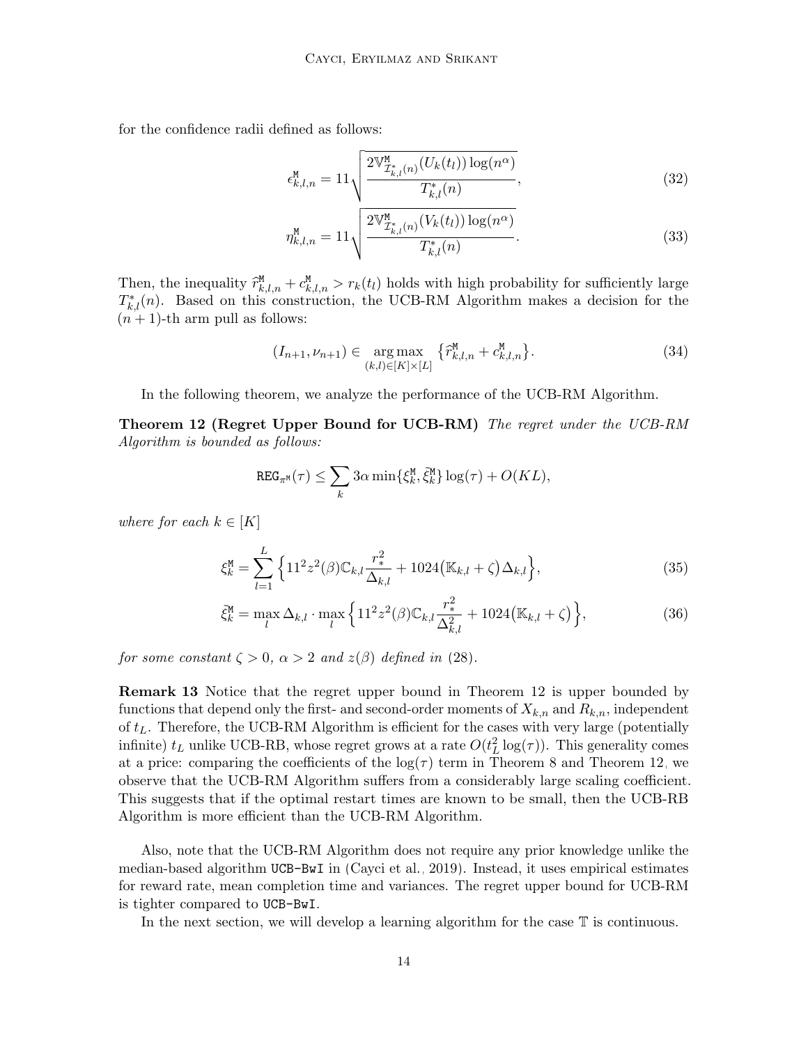for the confidence radii defined as follows:

$$\epsilon^{\mathtt{M}}_{k,l,n} = 11\sqrt{\frac{2\mathbb{V}^{\mathtt{M}}_{\mathcal{I}^*_{k,l}(n)}(U_k(t_l))\log(n^\alpha)}{T^*_{k,l}(n)}}, \tag{32}$$

$$\eta^{\mathtt{M}}_{k,l,n} = 11\sqrt{\frac{2\mathbb{V}^{\mathtt{M}}_{\mathcal{I}^*_{k,l}(n)}(V_k(t_l))\log(n^\alpha)}{T^*_{k,l}(n)}}. \tag{33}$$

Then, the inequality $\widehat{r}^{\mathtt{M}}_{k,l,n} + c^{\mathtt{M}}_{k,l,n} > r_k(t_l)$ holds with high probability for sufficiently large $T^*_{k,l}(n)$. Based on this construction, the UCB-RM Algorithm makes a decision for the $(n+1)$-th arm pull as follows:

$$(I_{n+1}, \nu_{n+1}) \in \underset{(k,l)\in[K]\times[L]}{\arg\max} \left\{\widehat{r}^{\mathtt{M}}_{k,l,n} + c^{\mathtt{M}}_{k,l,n}\right\}. \tag{34}$$

In the following theorem, we analyze the performance of the UCB-RM Algorithm.

**Theorem 12 (Regret Upper Bound for UCB-RM)** *The regret under the UCB-RM Algorithm is bounded as follows:*

$$\mathtt{REG}_{\pi^{\mathtt{M}}}(\tau) \leq \sum_k 3\alpha \min\{\xi^{\mathtt{M}}_k, \tilde{\xi}^{\mathtt{M}}_k\}\log(\tau) + O(KL),$$

*where for each $k \in [K]$*

$$\xi^{\mathtt{M}}_k = \sum_{l=1}^{L}\Big\{11^2 z^2(\beta)\mathbb{C}_{k,l}\frac{r_*^2}{\Delta_{k,l}} + 1024\big(\mathbb{K}_{k,l} + \zeta\big)\Delta_{k,l}\Big\}, \tag{35}$$

$$\tilde{\xi}^{\mathtt{M}}_k = \max_l \Delta_{k,l} \cdot \max_l \Big\{11^2 z^2(\beta)\mathbb{C}_{k,l}\frac{r_*^2}{\Delta^2_{k,l}} + 1024\big(\mathbb{K}_{k,l} + \zeta\big)\Big\}, \tag{36}$$

*for some constant $\zeta > 0$, $\alpha > 2$ and $z(\beta)$ defined in (28).*

**Remark 13** Notice that the regret upper bound in Theorem 12 is upper bounded by functions that depend only the first- and second-order moments of $X_{k,n}$ and $R_{k,n}$, independent of $t_L$. Therefore, the UCB-RM Algorithm is efficient for the cases with very large (potentially infinite) $t_L$ unlike UCB-RB, whose regret grows at a rate $O(t_L^2\log(\tau))$. This generality comes at a price: comparing the coefficients of the $\log(\tau)$ term in Theorem 8 and Theorem 12, we observe that the UCB-RM Algorithm suffers from a considerably large scaling coefficient. This suggests that if the optimal restart times are known to be small, then the UCB-RB Algorithm is more efficient than the UCB-RM Algorithm.

Also, note that the UCB-RM Algorithm does not require any prior knowledge unlike the median-based algorithm `UCB-BwI` in (Cayci et al., 2019). Instead, it uses empirical estimates for reward rate, mean completion time and variances. The regret upper bound for UCB-RM is tighter compared to `UCB-BwI`.

In the next section, we will develop a learning algorithm for the case $\mathbb{T}$ is continuous.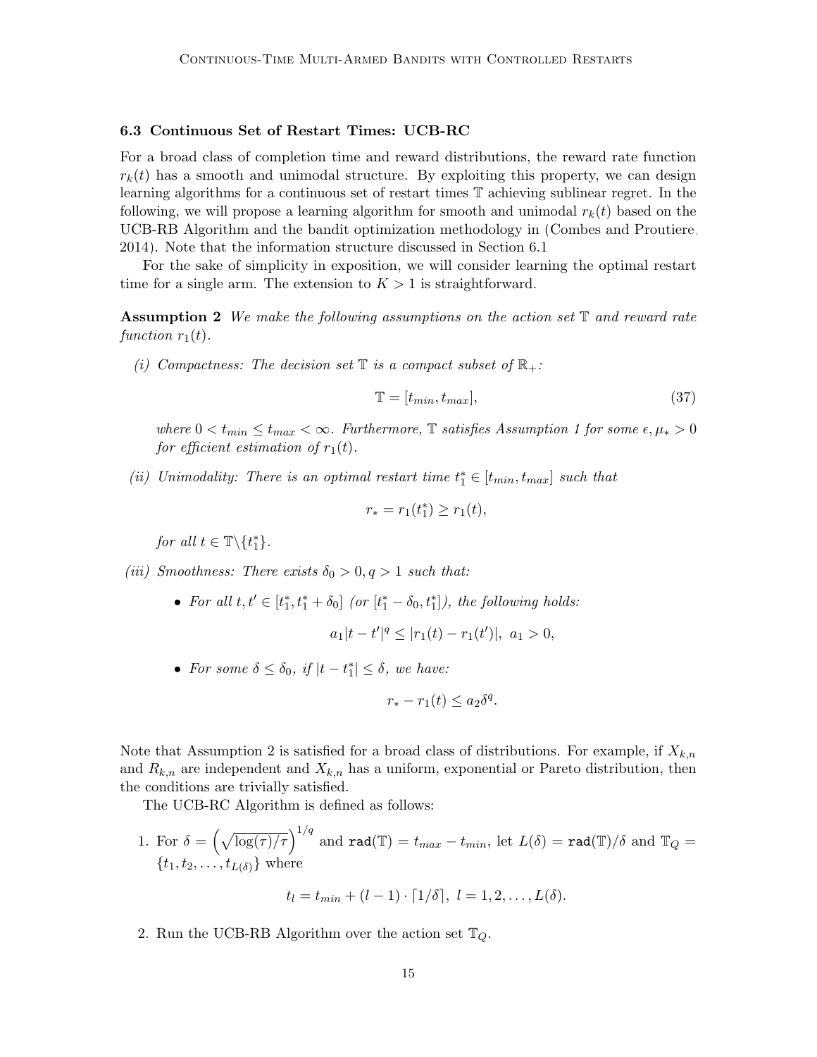### 6.3 Continuous Set of Restart Times: UCB-RC

For a broad class of completion time and reward distributions, the reward rate function $r_k(t)$ has a smooth and unimodal structure. By exploiting this property, we can design learning algorithms for a continuous set of restart times $\mathbb{T}$ achieving sublinear regret. In the following, we will propose a learning algorithm for smooth and unimodal $r_k(t)$ based on the UCB-RB Algorithm and the bandit optimization methodology in (Combes and Proutiere, 2014). Note that the information structure discussed in Section 6.1

For the sake of simplicity in exposition, we will consider learning the optimal restart time for a single arm. The extension to $K > 1$ is straightforward.

**Assumption 2** *We make the following assumptions on the action set $\mathbb{T}$ and reward rate function $r_1(t)$.*

*(i) Compactness: The decision set $\mathbb{T}$ is a compact subset of $\mathbb{R}_+$:*

$$\mathbb{T} = [t_{min}, t_{max}], \tag{37}$$

*where $0 < t_{min} \leq t_{max} < \infty$. Furthermore, $\mathbb{T}$ satisfies Assumption 1 for some $\epsilon, \mu_* > 0$ for efficient estimation of $r_1(t)$.*

*(ii) Unimodality: There is an optimal restart time $t_1^* \in [t_{min}, t_{max}]$ such that*

$$r_* = r_1(t_1^*) \geq r_1(t),$$

*for all $t \in \mathbb{T} \backslash \{t_1^*\}$.*

*(iii) Smoothness: There exists $\delta_0 > 0, q > 1$ such that:*

- *For all $t, t' \in [t_1^*, t_1^* + \delta_0]$ (or $[t_1^* - \delta_0, t_1^*]$), the following holds:*

$$a_1 |t - t'|^q \leq |r_1(t) - r_1(t')|, \ a_1 > 0,$$

- *For some $\delta \leq \delta_0$, if $|t - t_1^*| \leq \delta$, we have:*

$$r_* - r_1(t) \leq a_2 \delta^q.$$

Note that Assumption 2 is satisfied for a broad class of distributions. For example, if $X_{k,n}$ and $R_{k,n}$ are independent and $X_{k,n}$ has a uniform, exponential or Pareto distribution, then the conditions are trivially satisfied.

The UCB-RC Algorithm is defined as follows:

1. For $\delta = \left(\sqrt{\log(\tau)/\tau}\right)^{1/q}$ and $\texttt{rad}(\mathbb{T}) = t_{max} - t_{min}$, let $L(\delta) = \texttt{rad}(\mathbb{T})/\delta$ and $\mathbb{T}_Q = \{t_1, t_2, \ldots, t_{L(\delta)}\}$ where

$$t_l = t_{min} + (l - 1) \cdot \lceil 1/\delta \rceil, \ l = 1, 2, \ldots, L(\delta).$$

2. Run the UCB-RB Algorithm over the action set $\mathbb{T}_Q$.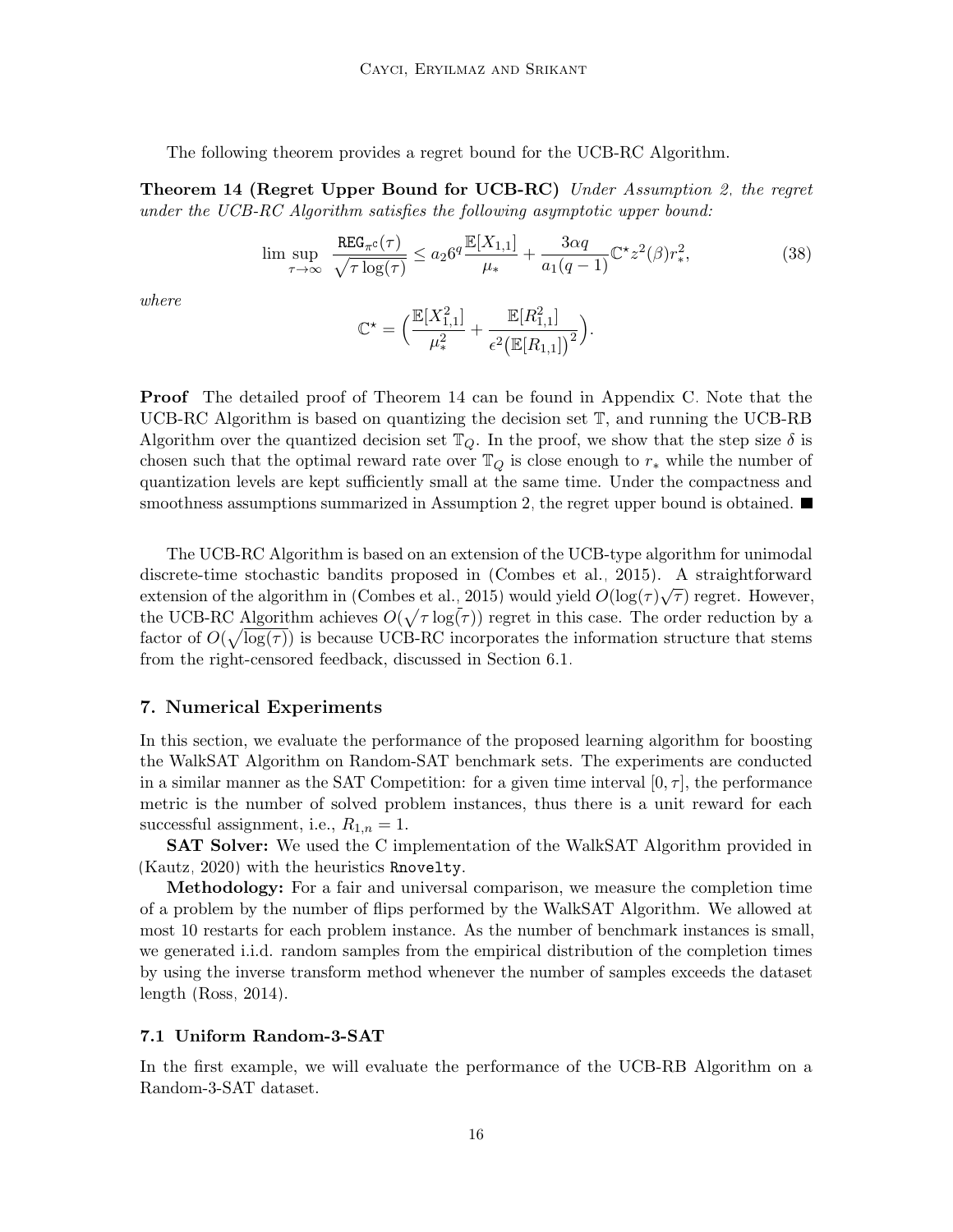The following theorem provides a regret bound for the UCB-RC Algorithm.

**Theorem 14 (Regret Upper Bound for UCB-RC)** *Under Assumption 2, the regret under the UCB-RC Algorithm satisfies the following asymptotic upper bound:*

$$\limsup_{\tau\to\infty} \frac{\texttt{REG}_{\pi^{\mathsf{C}}}(\tau)}{\sqrt{\tau\log(\tau)}} \leq a_2 6^q \frac{\mathbb{E}[X_{1,1}]}{\mu_*} + \frac{3\alpha q}{a_1(q-1)}\mathbb{C}^\star z^2(\beta) r_*^2, \tag{38}$$

*where*

$$\mathbb{C}^\star = \Big(\frac{\mathbb{E}[X_{1,1}^2]}{\mu_*^2} + \frac{\mathbb{E}[R_{1,1}^2]}{\epsilon^2\big(\mathbb{E}[R_{1,1}]\big)^2}\Big).$$

**Proof** The detailed proof of Theorem 14 can be found in Appendix C. Note that the UCB-RC Algorithm is based on quantizing the decision set $\mathbb{T}$, and running the UCB-RB Algorithm over the quantized decision set $\mathbb{T}_Q$. In the proof, we show that the step size $\delta$ is chosen such that the optimal reward rate over $\mathbb{T}_Q$ is close enough to $r_*$ while the number of quantization levels are kept sufficiently small at the same time. Under the compactness and smoothness assumptions summarized in Assumption 2, the regret upper bound is obtained. ■

The UCB-RC Algorithm is based on an extension of the UCB-type algorithm for unimodal discrete-time stochastic bandits proposed in (Combes et al., 2015). A straightforward extension of the algorithm in (Combes et al., 2015) would yield $O(\log(\tau)\sqrt{\tau})$ regret. However, the UCB-RC Algorithm achieves $O(\sqrt{\tau\log(\tau)})$ regret in this case. The order reduction by a factor of $O(\sqrt{\log(\tau)})$ is because UCB-RC incorporates the information structure that stems from the right-censored feedback, discussed in Section 6.1.

## 7. Numerical Experiments

In this section, we evaluate the performance of the proposed learning algorithm for boosting the WalkSAT Algorithm on Random-SAT benchmark sets. The experiments are conducted in a similar manner as the SAT Competition: for a given time interval $[0, \tau]$, the performance metric is the number of solved problem instances, thus there is a unit reward for each successful assignment, i.e., $R_{1,n} = 1$.

**SAT Solver:** We used the C implementation of the WalkSAT Algorithm provided in (Kautz, 2020) with the heuristics `Rnovelty`.

**Methodology:** For a fair and universal comparison, we measure the completion time of a problem by the number of flips performed by the WalkSAT Algorithm. We allowed at most 10 restarts for each problem instance. As the number of benchmark instances is small, we generated i.i.d. random samples from the empirical distribution of the completion times by using the inverse transform method whenever the number of samples exceeds the dataset length (Ross, 2014).

### 7.1 Uniform Random-3-SAT

In the first example, we will evaluate the performance of the UCB-RB Algorithm on a Random-3-SAT dataset.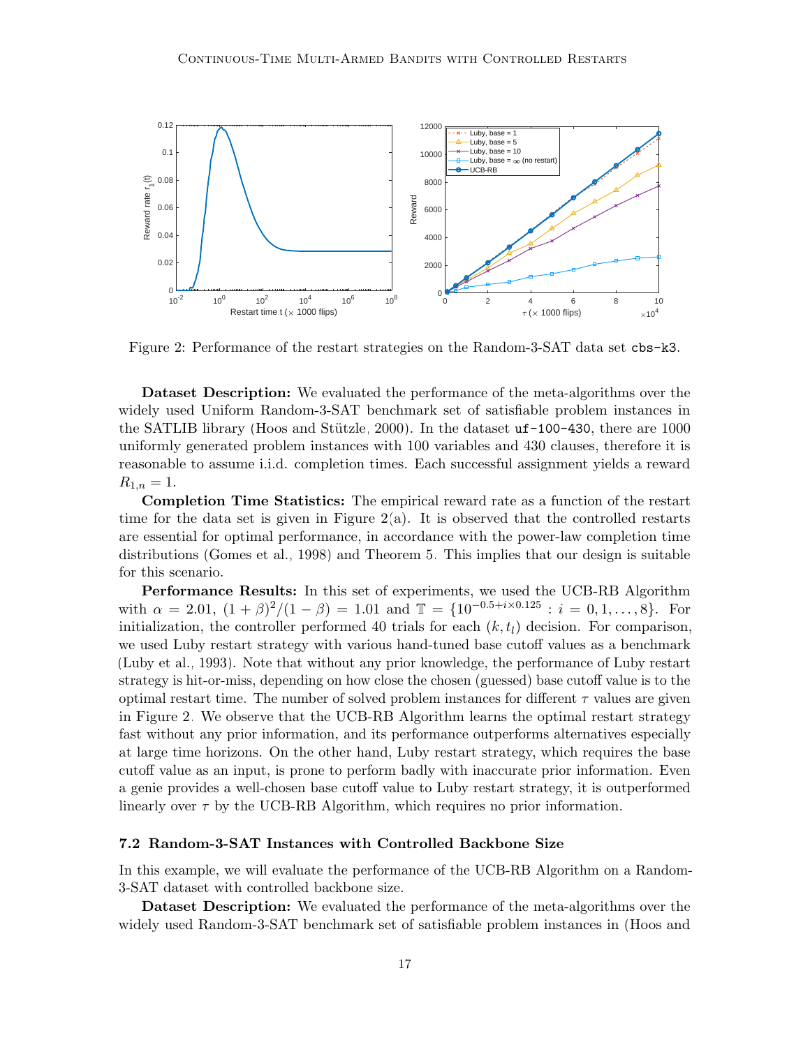0.12
0.1
0.08
0.06
0.04
0.02
0
Reward rate $r_1(t)$
$10^{-2}$ $10^{0}$ $10^{2}$ $10^{4}$ $10^{6}$ $10^{8}$
Restart time t ($\times$ 1000 flips)

12000
10000
8000
6000
4000
2000
0
Reward
0 2 4 6 8 10
$\tau$ ($\times$ 1000 flips)
$\times 10^4$
Luby, base = 1
Luby, base = 5
Luby, base = 10
Luby, base = $\infty$ (no restart)
UCB-RB

Figure 2: Performance of the restart strategies on the Random-3-SAT data set cbs-k3.

**Dataset Description:** We evaluated the performance of the meta-algorithms over the widely used Uniform Random-3-SAT benchmark set of satisfiable problem instances in the SATLIB library (Hoos and Stützle, 2000). In the dataset uf-100-430, there are 1000 uniformly generated problem instances with 100 variables and 430 clauses, therefore it is reasonable to assume i.i.d. completion times. Each successful assignment yields a reward $R_{1,n} = 1$.

**Completion Time Statistics:** The empirical reward rate as a function of the restart time for the data set is given in Figure 2(a). It is observed that the controlled restarts are essential for optimal performance, in accordance with the power-law completion time distributions (Gomes et al., 1998) and Theorem 5. This implies that our design is suitable for this scenario.

**Performance Results:** In this set of experiments, we used the UCB-RB Algorithm with $\alpha = 2.01$, $(1+\beta)^2/(1-\beta) = 1.01$ and $\mathbb{T} = \{10^{-0.5+i\times 0.125} : i = 0, 1, \ldots, 8\}$. For initialization, the controller performed 40 trials for each $(k, t_l)$ decision. For comparison, we used Luby restart strategy with various hand-tuned base cutoff values as a benchmark (Luby et al., 1993). Note that without any prior knowledge, the performance of Luby restart strategy is hit-or-miss, depending on how close the chosen (guessed) base cutoff value is to the optimal restart time. The number of solved problem instances for different $\tau$ values are given in Figure 2. We observe that the UCB-RB Algorithm learns the optimal restart strategy fast without any prior information, and its performance outperforms alternatives especially at large time horizons. On the other hand, Luby restart strategy, which requires the base cutoff value as an input, is prone to perform badly with inaccurate prior information. Even a genie provides a well-chosen base cutoff value to Luby restart strategy, it is outperformed linearly over $\tau$ by the UCB-RB Algorithm, which requires no prior information.

### 7.2 Random-3-SAT Instances with Controlled Backbone Size

In this example, we will evaluate the performance of the UCB-RB Algorithm on a Random-3-SAT dataset with controlled backbone size.

**Dataset Description:** We evaluated the performance of the meta-algorithms over the widely used Random-3-SAT benchmark set of satisfiable problem instances in (Hoos and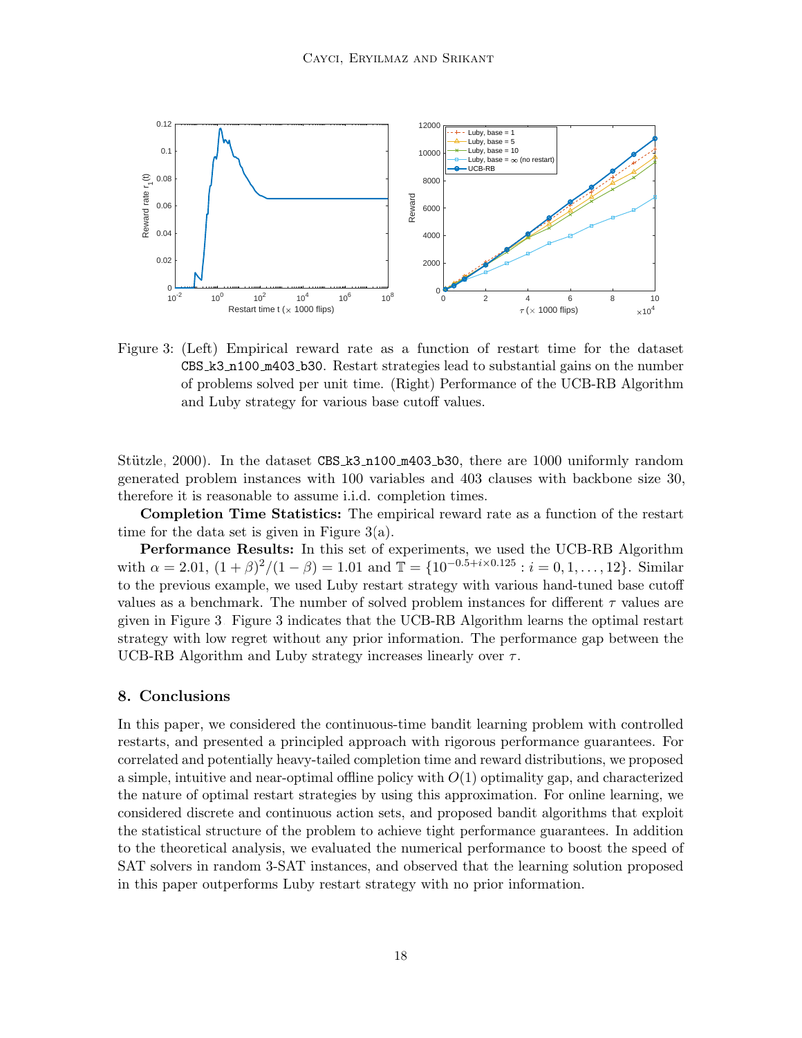0.12
0.1
0.08
0.06
0.04
0.02
0
Reward rate $r_1(t)$
$10^{-2}$ $10^{0}$ $10^{2}$ $10^{4}$ $10^{6}$ $10^{8}$
Restart time t ($\times$ 1000 flips)

12000
10000
8000
6000
4000
2000
0
Reward
0 2 4 6 8 10
$\tau$ ($\times$ 1000 flips)
$\times 10^4$
Luby, base = 1
Luby, base = 5
Luby, base = 10
Luby, base = $\infty$ (no restart)
UCB-RB

Figure 3: (Left) Empirical reward rate as a function of restart time for the dataset `CBS_k3_n100_m403_b30`. Restart strategies lead to substantial gains on the number of problems solved per unit time. (Right) Performance of the UCB-RB Algorithm and Luby strategy for various base cutoff values.

Stützle, 2000). In the dataset `CBS_k3_n100_m403_b30`, there are 1000 uniformly random generated problem instances with 100 variables and 403 clauses with backbone size 30, therefore it is reasonable to assume i.i.d. completion times.

**Completion Time Statistics:** The empirical reward rate as a function of the restart time for the data set is given in Figure 3(a).

**Performance Results:** In this set of experiments, we used the UCB-RB Algorithm with $\alpha = 2.01$, $(1+\beta)^2/(1-\beta) = 1.01$ and $\mathbb{T} = \{10^{-0.5+i\times 0.125} : i = 0, 1, \ldots, 12\}$. Similar to the previous example, we used Luby restart strategy with various hand-tuned base cutoff values as a benchmark. The number of solved problem instances for different $\tau$ values are given in Figure 3. Figure 3 indicates that the UCB-RB Algorithm learns the optimal restart strategy with low regret without any prior information. The performance gap between the UCB-RB Algorithm and Luby strategy increases linearly over $\tau$.

## 8. Conclusions

In this paper, we considered the continuous-time bandit learning problem with controlled restarts, and presented a principled approach with rigorous performance guarantees. For correlated and potentially heavy-tailed completion time and reward distributions, we proposed a simple, intuitive and near-optimal offline policy with $O(1)$ optimality gap, and characterized the nature of optimal restart strategies by using this approximation. For online learning, we considered discrete and continuous action sets, and proposed bandit algorithms that exploit the statistical structure of the problem to achieve tight performance guarantees. In addition to the theoretical analysis, we evaluated the numerical performance to boost the speed of SAT solvers in random 3-SAT instances, and observed that the learning solution proposed in this paper outperforms Luby restart strategy with no prior information.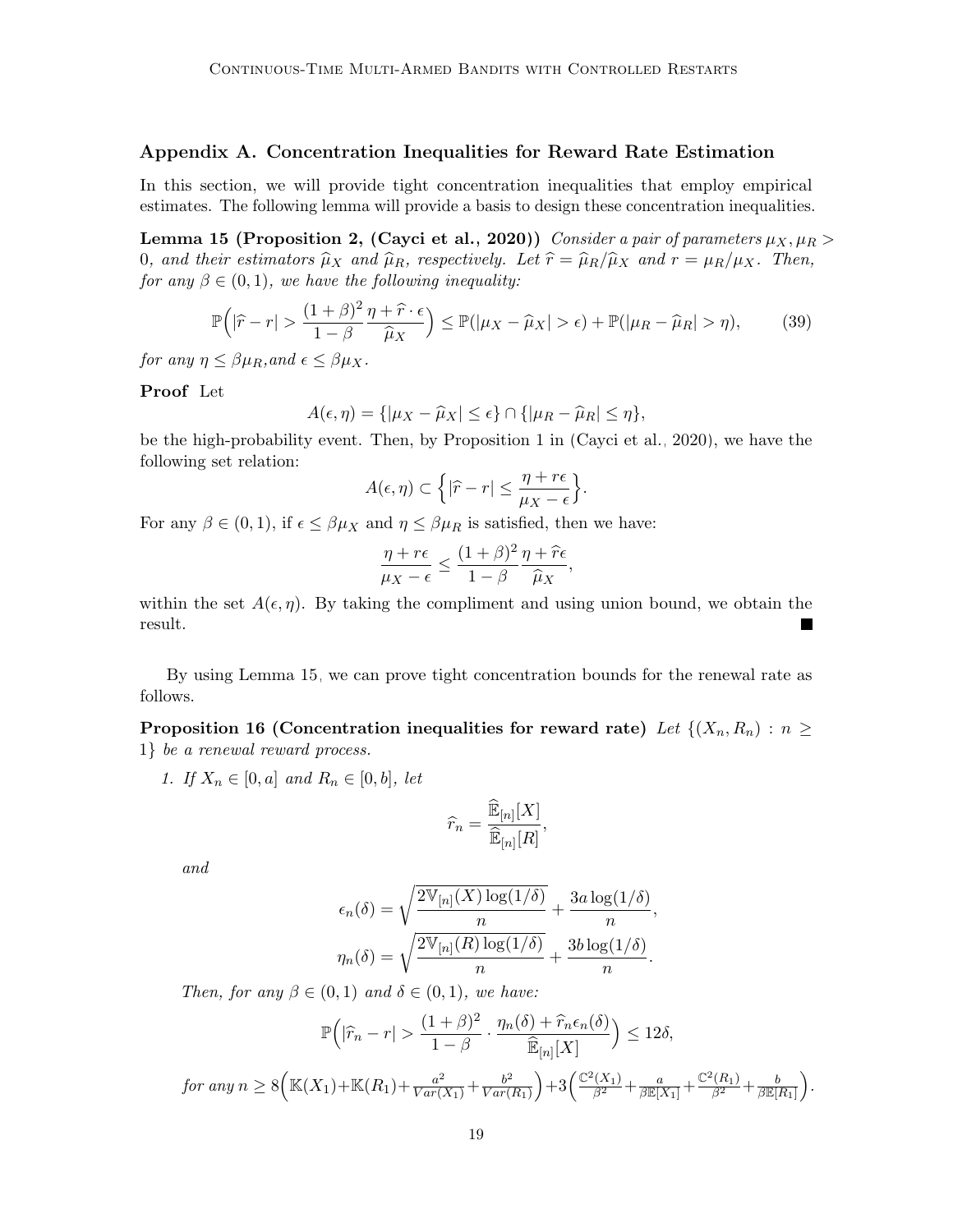## Appendix A. Concentration Inequalities for Reward Rate Estimation

In this section, we will provide tight concentration inequalities that employ empirical estimates. The following lemma will provide a basis to design these concentration inequalities.

**Lemma 15 (Proposition 2, (Cayci et al., 2020))** *Consider a pair of parameters $\mu_X, \mu_R > 0$, and their estimators $\widehat{\mu}_X$ and $\widehat{\mu}_R$, respectively. Let $\widehat{r} = \widehat{\mu}_R/\widehat{\mu}_X$ and $r = \mu_R/\mu_X$. Then, for any $\beta \in (0,1)$, we have the following inequality:*

$$\mathbb{P}\Big(|\widehat{r} - r| > \frac{(1+\beta)^2}{1-\beta}\frac{\eta + \widehat{r}\cdot\epsilon}{\widehat{\mu}_X}\Big) \leq \mathbb{P}(|\mu_X - \widehat{\mu}_X| > \epsilon) + \mathbb{P}(|\mu_R - \widehat{\mu}_R| > \eta), \tag{39}$$

*for any $\eta \leq \beta\mu_R$, and $\epsilon \leq \beta\mu_X$.*

**Proof** Let

$$A(\epsilon, \eta) = \{|\mu_X - \widehat{\mu}_X| \leq \epsilon\} \cap \{|\mu_R - \widehat{\mu}_R| \leq \eta\},$$

be the high-probability event. Then, by Proposition 1 in (Cayci et al., 2020), we have the following set relation:

$$A(\epsilon, \eta) \subset \Big\{|\widehat{r} - r| \leq \frac{\eta + r\epsilon}{\mu_X - \epsilon}\Big\}.$$

For any $\beta \in (0,1)$, if $\epsilon \leq \beta\mu_X$ and $\eta \leq \beta\mu_R$ is satisfied, then we have:

$$\frac{\eta + r\epsilon}{\mu_X - \epsilon} \leq \frac{(1+\beta)^2}{1-\beta}\frac{\eta + \widehat{r}\epsilon}{\widehat{\mu}_X},$$

within the set $A(\epsilon, \eta)$. By taking the compliment and using union bound, we obtain the result. ■

By using Lemma 15, we can prove tight concentration bounds for the renewal rate as follows.

**Proposition 16 (Concentration inequalities for reward rate)** *Let $\{(X_n, R_n) : n \geq 1\}$ be a renewal reward process.*

1. *If $X_n \in [0, a]$ and $R_n \in [0, b]$, let*

$$\widehat{r}_n = \frac{\widehat{\mathbb{E}}_{[n]}[X]}{\widehat{\mathbb{E}}_{[n]}[R]},$$

*and*

$$\epsilon_n(\delta) = \sqrt{\frac{2\mathbb{V}_{[n]}(X)\log(1/\delta)}{n}} + \frac{3a\log(1/\delta)}{n},$$
$$\eta_n(\delta) = \sqrt{\frac{2\mathbb{V}_{[n]}(R)\log(1/\delta)}{n}} + \frac{3b\log(1/\delta)}{n}.$$

*Then, for any $\beta \in (0,1)$ and $\delta \in (0,1)$, we have:*

$$\mathbb{P}\Big(|\widehat{r}_n - r| > \frac{(1+\beta)^2}{1-\beta}\cdot\frac{\eta_n(\delta) + \widehat{r}_n\epsilon_n(\delta)}{\widehat{\mathbb{E}}_{[n]}[X]}\Big) \leq 12\delta,$$

*for any $n \geq 8\Big(\mathbb{K}(X_1) + \mathbb{K}(R_1) + \frac{a^2}{Var(X_1)} + \frac{b^2}{Var(R_1)}\Big) + 3\Big(\frac{\mathbb{C}^2(X_1)}{\beta^2} + \frac{a}{\beta\mathbb{E}[X_1]} + \frac{\mathbb{C}^2(R_1)}{\beta^2} + \frac{b}{\beta\mathbb{E}[R_1]}\Big)$.*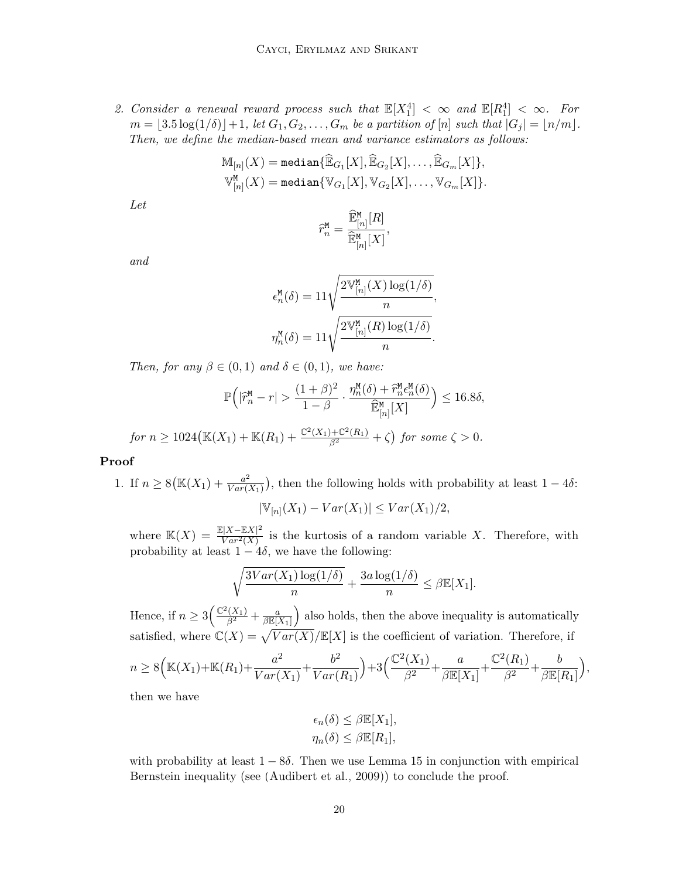2. *Consider a renewal reward process such that $\mathbb{E}[X_1^4] < \infty$ and $\mathbb{E}[R_1^4] < \infty$. For $m = \lfloor 3.5 \log(1/\delta) \rfloor + 1$, let $G_1, G_2, \ldots, G_m$ be a partition of $[n]$ such that $|G_j| = \lfloor n/m \rfloor$. Then, we define the median-based mean and variance estimators as follows:*

$$\mathbb{M}_{[n]}(X) = \texttt{median}\{\widehat{\mathbb{E}}_{G_1}[X], \widehat{\mathbb{E}}_{G_2}[X], \ldots, \widehat{\mathbb{E}}_{G_m}[X]\},$$
$$\mathbb{V}^{\texttt{M}}_{[n]}(X) = \texttt{median}\{\mathbb{V}_{G_1}[X], \mathbb{V}_{G_2}[X], \ldots, \mathbb{V}_{G_m}[X]\}.$$

*Let*

$$\widehat{r}^{\texttt{M}}_n = \frac{\widehat{\mathbb{E}}^{\texttt{M}}_{[n]}[R]}{\widehat{\mathbb{E}}^{\texttt{M}}_{[n]}[X]},$$

*and*

$$\epsilon^{\texttt{M}}_n(\delta) = 11\sqrt{\frac{2\mathbb{V}^{\texttt{M}}_{[n]}(X)\log(1/\delta)}{n}},$$
$$\eta^{\texttt{M}}_n(\delta) = 11\sqrt{\frac{2\mathbb{V}^{\texttt{M}}_{[n]}(R)\log(1/\delta)}{n}}.$$

*Then, for any $\beta \in (0,1)$ and $\delta \in (0,1)$, we have:*

$$\mathbb{P}\Big(|\widehat{r}^{\texttt{M}}_n - r| > \frac{(1+\beta)^2}{1-\beta} \cdot \frac{\eta^{\texttt{M}}_n(\delta) + \widehat{r}^{\texttt{M}}_n \epsilon^{\texttt{M}}_n(\delta)}{\widehat{\mathbb{E}}^{\texttt{M}}_{[n]}[X]}\Big) \leq 16.8\delta,$$

*for $n \geq 1024\big(\mathbb{K}(X_1) + \mathbb{K}(R_1) + \frac{\mathbb{C}^2(X_1) + \mathbb{C}^2(R_1)}{\beta^2} + \zeta\big)$ for some $\zeta > 0$.*

**Proof**

1. If $n \geq 8\big(\mathbb{K}(X_1) + \frac{a^2}{Var(X_1)}\big)$, then the following holds with probability at least $1 - 4\delta$:

$$|\mathbb{V}_{[n]}(X_1) - Var(X_1)| \leq Var(X_1)/2,$$

where $\mathbb{K}(X) = \frac{\mathbb{E}|X - \mathbb{E}X|^2}{Var^2(X)}$ is the kurtosis of a random variable $X$. Therefore, with probability at least $1 - 4\delta$, we have the following:

$$\sqrt{\frac{3Var(X_1)\log(1/\delta)}{n}} + \frac{3a\log(1/\delta)}{n} \leq \beta\mathbb{E}[X_1].$$

Hence, if $n \geq 3\Big(\frac{\mathbb{C}^2(X_1)}{\beta^2} + \frac{a}{\beta\mathbb{E}[X_1]}\Big)$ also holds, then the above inequality is automatically satisfied, where $\mathbb{C}(X) = \sqrt{Var(X)}/\mathbb{E}[X]$ is the coefficient of variation. Therefore, if

$$n \geq 8\Big(\mathbb{K}(X_1) + \mathbb{K}(R_1) + \frac{a^2}{Var(X_1)} + \frac{b^2}{Var(R_1)}\Big) + 3\Big(\frac{\mathbb{C}^2(X_1)}{\beta^2} + \frac{a}{\beta\mathbb{E}[X_1]} + \frac{\mathbb{C}^2(R_1)}{\beta^2} + \frac{b}{\beta\mathbb{E}[R_1]}\Big),$$

then we have

$$\epsilon_n(\delta) \leq \beta\mathbb{E}[X_1],$$
$$\eta_n(\delta) \leq \beta\mathbb{E}[R_1],$$

with probability at least $1 - 8\delta$. Then we use Lemma 15 in conjunction with empirical Bernstein inequality (see (Audibert et al., 2009)) to conclude the proof.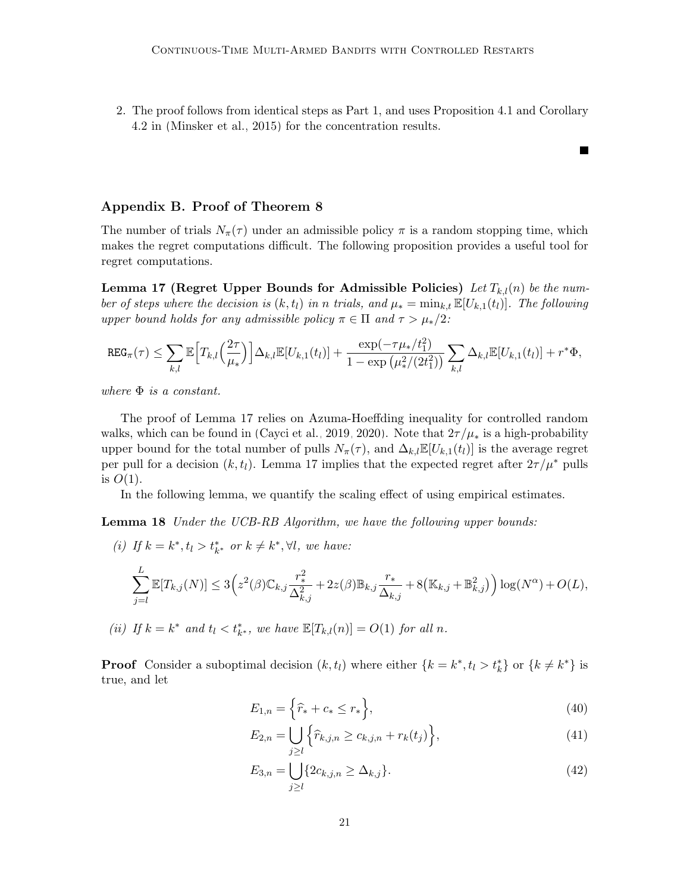2. The proof follows from identical steps as Part 1, and uses Proposition 4.1 and Corollary 4.2 in (Minsker et al., 2015) for the concentration results.

■

## Appendix B. Proof of Theorem 8

The number of trials $N_\pi(\tau)$ under an admissible policy $\pi$ is a random stopping time, which makes the regret computations difficult. The following proposition provides a useful tool for regret computations.

**Lemma 17 (Regret Upper Bounds for Admissible Policies)** *Let $T_{k,l}(n)$ be the number of steps where the decision is $(k, t_l)$ in $n$ trials, and $\mu_* = \min_{k,t} \mathbb{E}[U_{k,1}(t_l)]$. The following upper bound holds for any admissible policy $\pi \in \Pi$ and $\tau > \mu_*/2$:*

$$\mathtt{REG}_\pi(\tau) \leq \sum_{k,l} \mathbb{E}\Big[T_{k,l}\Big(\frac{2\tau}{\mu_*}\Big)\Big]\Delta_{k,l}\mathbb{E}[U_{k,1}(t_l)] + \frac{\exp(-\tau\mu_*/t_1^2)}{1-\exp\big(\mu_*^2/(2t_1^2)\big)}\sum_{k,l}\Delta_{k,l}\mathbb{E}[U_{k,1}(t_l)] + r^*\Phi,$$

*where $\Phi$ is a constant.*

The proof of Lemma 17 relies on Azuma-Hoeffding inequality for controlled random walks, which can be found in (Cayci et al., 2019, 2020). Note that $2\tau/\mu_*$ is a high-probability upper bound for the total number of pulls $N_\pi(\tau)$, and $\Delta_{k,l}\mathbb{E}[U_{k,1}(t_l)]$ is the average regret per pull for a decision $(k, t_l)$. Lemma 17 implies that the expected regret after $2\tau/\mu^*$ pulls is $O(1)$.

In the following lemma, we quantify the scaling effect of using empirical estimates.

**Lemma 18** *Under the UCB-RB Algorithm, we have the following upper bounds:*

*(i) If $k = k^*, t_l > t^*_{k^*}$ or $k \neq k^*, \forall l$, we have:*

$$\sum_{j=l}^{L}\mathbb{E}[T_{k,j}(N)] \leq 3\Big(z^2(\beta)\mathbb{C}_{k,j}\frac{r_*^2}{\Delta_{k,j}^2} + 2z(\beta)\mathbb{B}_{k,j}\frac{r_*}{\Delta_{k,j}} + 8\big(\mathbb{K}_{k,j}+\mathbb{B}_{k,j}^2\big)\Big)\log(N^\alpha) + O(L),$$

*(ii) If $k = k^*$ and $t_l < t^*_{k^*}$, we have $\mathbb{E}[T_{k,l}(n)] = O(1)$ for all $n$.*

**Proof** Consider a suboptimal decision $(k, t_l)$ where either $\{k = k^*, t_l > t^*_k\}$ or $\{k \neq k^*\}$ is true, and let

$$E_{1,n} = \Big\{\widehat{r}_* + c_* \leq r_*\Big\}, \tag{40}$$

$$E_{2,n} = \bigcup_{j\geq l}\Big\{\widehat{r}_{k,j,n} \geq c_{k,j,n} + r_k(t_j)\Big\}, \tag{41}$$

$$E_{3,n} = \bigcup_{j\geq l}\{2c_{k,j,n} \geq \Delta_{k,j}\}. \tag{42}$$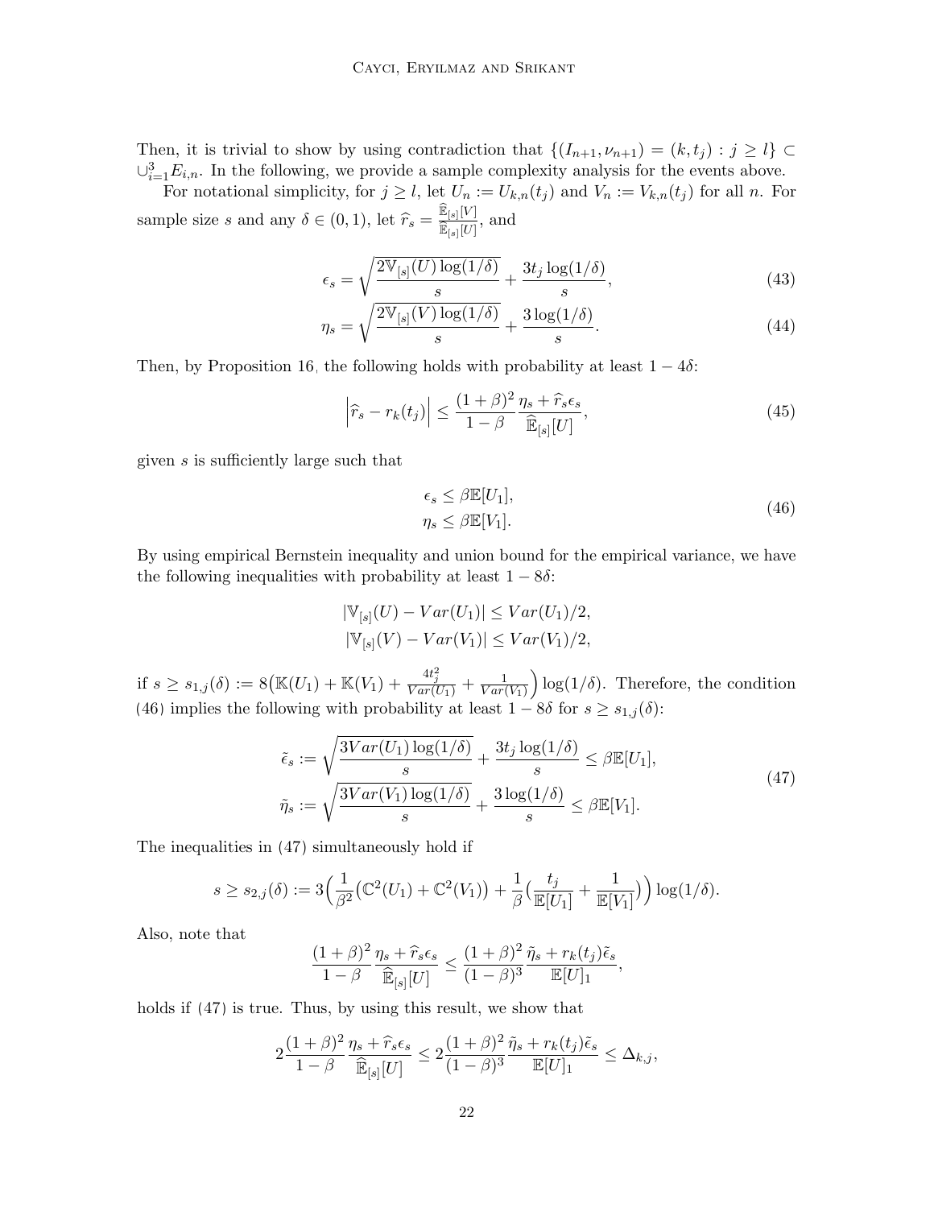Then, it is trivial to show by using contradiction that $\{(I_{n+1}, \nu_{n+1}) = (k, t_j) : j \geq l\} \subset \cup_{i=1}^{3} E_{i,n}$. In the following, we provide a sample complexity analysis for the events above.

For notational simplicity, for $j \geq l$, let $U_n := U_{k,n}(t_j)$ and $V_n := V_{k,n}(t_j)$ for all $n$. For sample size $s$ and any $\delta \in (0,1)$, let $\widehat{r}_s = \frac{\widehat{\mathbb{E}}_{[s]}[V]}{\widehat{\mathbb{E}}_{[s]}[U]}$, and

$$\epsilon_s = \sqrt{\frac{2\mathbb{V}_{[s]}(U)\log(1/\delta)}{s}} + \frac{3t_j \log(1/\delta)}{s}, \tag{43}$$

$$\eta_s = \sqrt{\frac{2\mathbb{V}_{[s]}(V)\log(1/\delta)}{s}} + \frac{3\log(1/\delta)}{s}. \tag{44}$$

Then, by Proposition 16, the following holds with probability at least $1-4\delta$:

$$\left|\widehat{r}_s - r_k(t_j)\right| \leq \frac{(1+\beta)^2}{1-\beta}\frac{\eta_s + \widehat{r}_s\epsilon_s}{\widehat{\mathbb{E}}_{[s]}[U]}, \tag{45}$$

given $s$ is sufficiently large such that

$$\begin{aligned} \epsilon_s &\leq \beta\mathbb{E}[U_1], \\ \eta_s &\leq \beta\mathbb{E}[V_1]. \end{aligned} \tag{46}$$

By using empirical Bernstein inequality and union bound for the empirical variance, we have the following inequalities with probability at least $1-8\delta$:

$$|\mathbb{V}_{[s]}(U) - Var(U_1)| \leq Var(U_1)/2,$$
$$|\mathbb{V}_{[s]}(V) - Var(V_1)| \leq Var(V_1)/2,$$

if $s \geq s_{1,j}(\delta) := 8\big(\mathbb{K}(U_1) + \mathbb{K}(V_1) + \frac{4t_j^2}{Var(U_1)} + \frac{1}{Var(V_1)}\big)\log(1/\delta)$. Therefore, the condition (46) implies the following with probability at least $1-8\delta$ for $s \geq s_{1,j}(\delta)$:

$$\begin{aligned} \tilde{\epsilon}_s &:= \sqrt{\frac{3Var(U_1)\log(1/\delta)}{s}} + \frac{3t_j\log(1/\delta)}{s} \leq \beta\mathbb{E}[U_1], \\ \tilde{\eta}_s &:= \sqrt{\frac{3Var(V_1)\log(1/\delta)}{s}} + \frac{3\log(1/\delta)}{s} \leq \beta\mathbb{E}[V_1]. \end{aligned} \tag{47}$$

The inequalities in (47) simultaneously hold if

$$s \geq s_{2,j}(\delta) := 3\Big(\frac{1}{\beta^2}\big(\mathbb{C}^2(U_1) + \mathbb{C}^2(V_1)\big) + \frac{1}{\beta}\big(\frac{t_j}{\mathbb{E}[U_1]} + \frac{1}{\mathbb{E}[V_1]}\big)\Big)\log(1/\delta).$$

Also, note that

$$\frac{(1+\beta)^2}{1-\beta}\frac{\eta_s + \widehat{r}_s\epsilon_s}{\widehat{\mathbb{E}}_{[s]}[U]} \leq \frac{(1+\beta)^2}{(1-\beta)^3}\frac{\tilde{\eta}_s + r_k(t_j)\tilde{\epsilon}_s}{\mathbb{E}[U]_1},$$

holds if (47) is true. Thus, by using this result, we show that

$$2\frac{(1+\beta)^2}{1-\beta}\frac{\eta_s + \widehat{r}_s\epsilon_s}{\widehat{\mathbb{E}}_{[s]}[U]} \leq 2\frac{(1+\beta)^2}{(1-\beta)^3}\frac{\tilde{\eta}_s + r_k(t_j)\tilde{\epsilon}_s}{\mathbb{E}[U]_1} \leq \Delta_{k,j},$$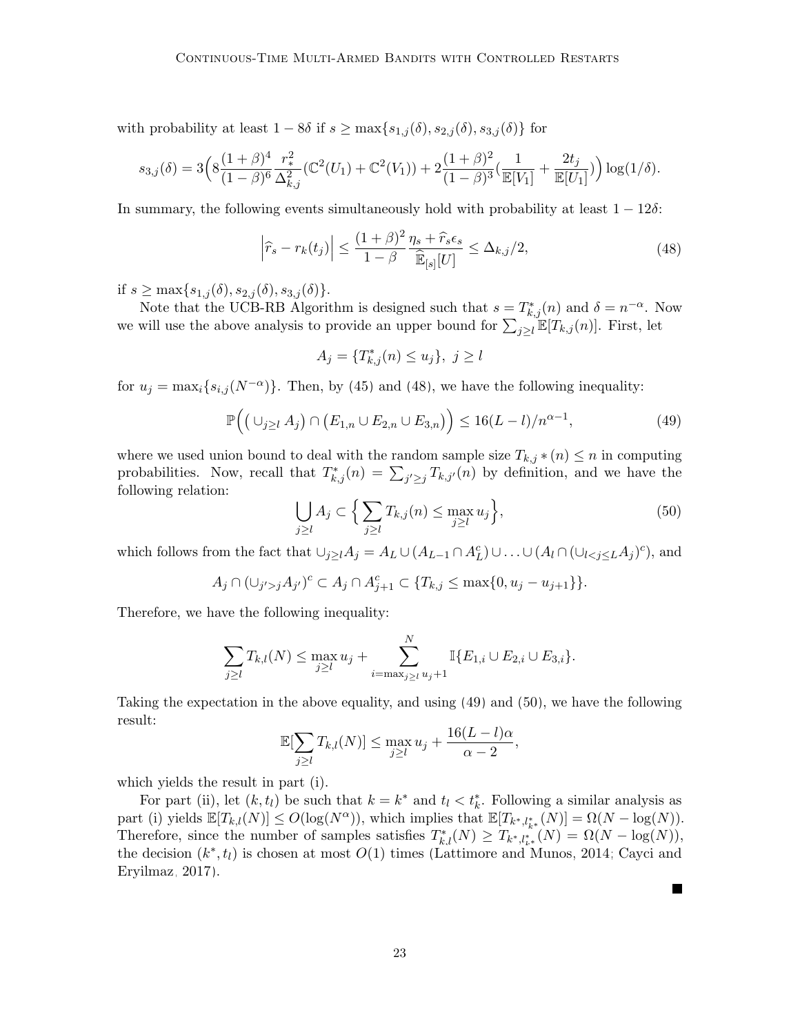with probability at least $1-8\delta$ if $s \geq \max\{s_{1,j}(\delta), s_{2,j}(\delta), s_{3,j}(\delta)\}$ for

$$s_{3,j}(\delta) = 3\Big(8\frac{(1+\beta)^4}{(1-\beta)^6}\frac{r_*^2}{\Delta_{k,j}^2}(\mathbb{C}^2(U_1)+\mathbb{C}^2(V_1)) + 2\frac{(1+\beta)^2}{(1-\beta)^3}(\frac{1}{\mathbb{E}[V_1]}+\frac{2t_j}{\mathbb{E}[U_1]})\Big)\log(1/\delta).$$

In summary, the following events simultaneously hold with probability at least $1-12\delta$:

$$\Big|\widehat{r}_s - r_k(t_j)\Big| \leq \frac{(1+\beta)^2}{1-\beta}\frac{\eta_s + \widehat{r}_s\epsilon_s}{\widehat{\mathbb{E}}_{[s]}[U]} \leq \Delta_{k,j}/2, \tag{48}$$

if $s \geq \max\{s_{1,j}(\delta), s_{2,j}(\delta), s_{3,j}(\delta)\}$.

Note that the UCB-RB Algorithm is designed such that $s = T_{k,j}^*(n)$ and $\delta = n^{-\alpha}$. Now we will use the above analysis to provide an upper bound for $\sum_{j\geq l}\mathbb{E}[T_{k,j}(n)]$. First, let

$$A_j = \{T_{k,j}^*(n) \leq u_j\},\ j \geq l$$

for $u_j = \max_i\{s_{i,j}(N^{-\alpha})\}$. Then, by (45) and (48), we have the following inequality:

$$\mathbb{P}\Big(\big(\cup_{j\geq l} A_j\big) \cap \big(E_{1,n}\cup E_{2,n}\cup E_{3,n}\big)\Big) \leq 16(L-l)/n^{\alpha-1}, \tag{49}$$

where we used union bound to deal with the random sample size $T_{k,j*}(n) \leq n$ in computing probabilities. Now, recall that $T_{k,j}^*(n) = \sum_{j'\geq j} T_{k,j'}(n)$ by definition, and we have the following relation:

$$\bigcup_{j\geq l} A_j \subset \Big\{\sum_{j\geq l} T_{k,j}(n) \leq \max_{j\geq l} u_j\Big\}, \tag{50}$$

which follows from the fact that $\cup_{j\geq l}A_j = A_L \cup (A_{L-1}\cap A_L^c)\cup\ldots\cup(A_l \cap(\cup_{l<j\leq L}A_j)^c)$, and

$$A_j \cap (\cup_{j'>j}A_{j'})^c \subset A_j \cap A_{j+1}^c \subset \{T_{k,j} \leq \max\{0, u_j - u_{j+1}\}\}.$$

Therefore, we have the following inequality:

$$\sum_{j\geq l} T_{k,l}(N) \leq \max_{j\geq l} u_j + \sum_{i=\max_{j\geq l}u_j+1}^{N} \mathbb{I}\{E_{1,i}\cup E_{2,i}\cup E_{3,i}\}.$$

Taking the expectation in the above equality, and using (49) and (50), we have the following result:

$$\mathbb{E}[\sum_{j\geq l} T_{k,l}(N)] \leq \max_{j\geq l} u_j + \frac{16(L-l)\alpha}{\alpha-2},$$

which yields the result in part (i).

For part (ii), let $(k, t_l)$ be such that $k = k^*$ and $t_l < t_k^*$. Following a similar analysis as part (i) yields $\mathbb{E}[T_{k,l}(N)] \leq O(\log(N^\alpha))$, which implies that $\mathbb{E}[T_{k^*,l_{k^*}^*}(N)] = \Omega(N - \log(N))$. Therefore, since the number of samples satisfies $T_{k,l}^*(N) \geq T_{k^*,l_{k^*}^*}(N) = \Omega(N-\log(N))$, the decision $(k^*, t_l)$ is chosen at most $O(1)$ times (Lattimore and Munos, 2014; Cayci and Eryilmaz, 2017).

■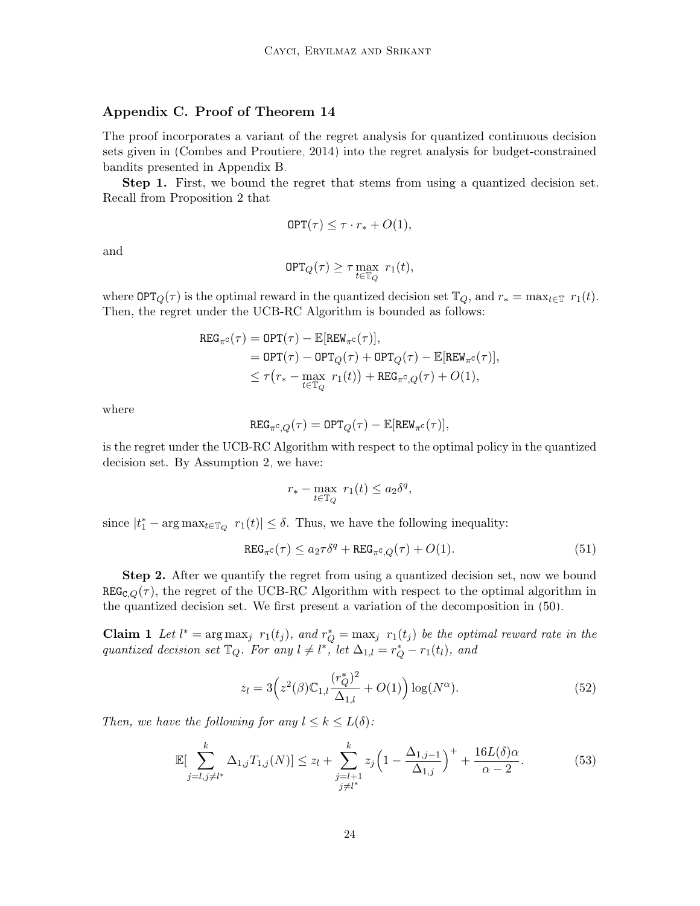## Appendix C. Proof of Theorem 14

The proof incorporates a variant of the regret analysis for quantized continuous decision sets given in (Combes and Proutiere, 2014) into the regret analysis for budget-constrained bandits presented in Appendix B.

**Step 1.** First, we bound the regret that stems from using a quantized decision set. Recall from Proposition 2 that

$$\mathtt{OPT}(\tau) \leq \tau \cdot r_* + O(1),$$

and

$$\mathtt{OPT}_Q(\tau) \geq \tau \max_{t \in \mathbb{T}_Q} \ r_1(t),$$

where $\mathtt{OPT}_Q(\tau)$ is the optimal reward in the quantized decision set $\mathbb{T}_Q$, and $r_* = \max_{t \in \mathbb{T}} \ r_1(t)$. Then, the regret under the UCB-RC Algorithm is bounded as follows:

$$\begin{aligned}
\mathtt{REG}_{\pi^{\mathtt{C}}}(\tau) &= \mathtt{OPT}(\tau) - \mathbb{E}[\mathtt{REW}_{\pi^{\mathtt{C}}}(\tau)], \\
&= \mathtt{OPT}(\tau) - \mathtt{OPT}_Q(\tau) + \mathtt{OPT}_Q(\tau) - \mathbb{E}[\mathtt{REW}_{\pi^{\mathtt{C}}}(\tau)], \\
&\leq \tau\big(r_* - \max_{t \in \mathbb{T}_Q} \ r_1(t)\big) + \mathtt{REG}_{\pi^{\mathtt{C}},Q}(\tau) + O(1),
\end{aligned}$$

where

$$\mathtt{REG}_{\pi^{\mathtt{C}},Q}(\tau) = \mathtt{OPT}_Q(\tau) - \mathbb{E}[\mathtt{REW}_{\pi^{\mathtt{C}}}(\tau)],$$

is the regret under the UCB-RC Algorithm with respect to the optimal policy in the quantized decision set. By Assumption 2, we have:

$$r_* - \max_{t \in \mathbb{T}_Q} \ r_1(t) \leq a_2 \delta^q,$$

since $|t_1^* - \arg\max_{t \in \mathbb{T}_Q} \ r_1(t)| \leq \delta$. Thus, we have the following inequality:

$$\mathtt{REG}_{\pi^{\mathtt{C}}}(\tau) \leq a_2 \tau \delta^q + \mathtt{REG}_{\pi^{\mathtt{C}},Q}(\tau) + O(1). \tag{51}$$

**Step 2.** After we quantify the regret from using a quantized decision set, now we bound $\mathtt{REG}_{\mathtt{C},Q}(\tau)$, the regret of the UCB-RC Algorithm with respect to the optimal algorithm in the quantized decision set. We first present a variation of the decomposition in (50).

**Claim 1** *Let $l^* = \arg\max_j \ r_1(t_j)$, and $r_Q^* = \max_j \ r_1(t_j)$ be the optimal reward rate in the quantized decision set $\mathbb{T}_Q$. For any $l \neq l^*$, let $\Delta_{1,l} = r_Q^* - r_1(t_l)$, and*

$$z_l = 3\Big(z^2(\beta)\mathbb{C}_{1,l}\frac{(r_Q^*)^2}{\Delta_{1,l}} + O(1)\Big)\log(N^\alpha). \tag{52}$$

*Then, we have the following for any $l \leq k \leq L(\delta)$:*

$$\mathbb{E}[\sum_{j=l, j\neq l^*}^{k} \Delta_{1,j} T_{1,j}(N)] \leq z_l + \sum_{\substack{j=l+1 \\ j \neq l^*}}^{k} z_j\Big(1 - \frac{\Delta_{1,j-1}}{\Delta_{1,j}}\Big)^+ + \frac{16L(\delta)\alpha}{\alpha - 2}. \tag{53}$$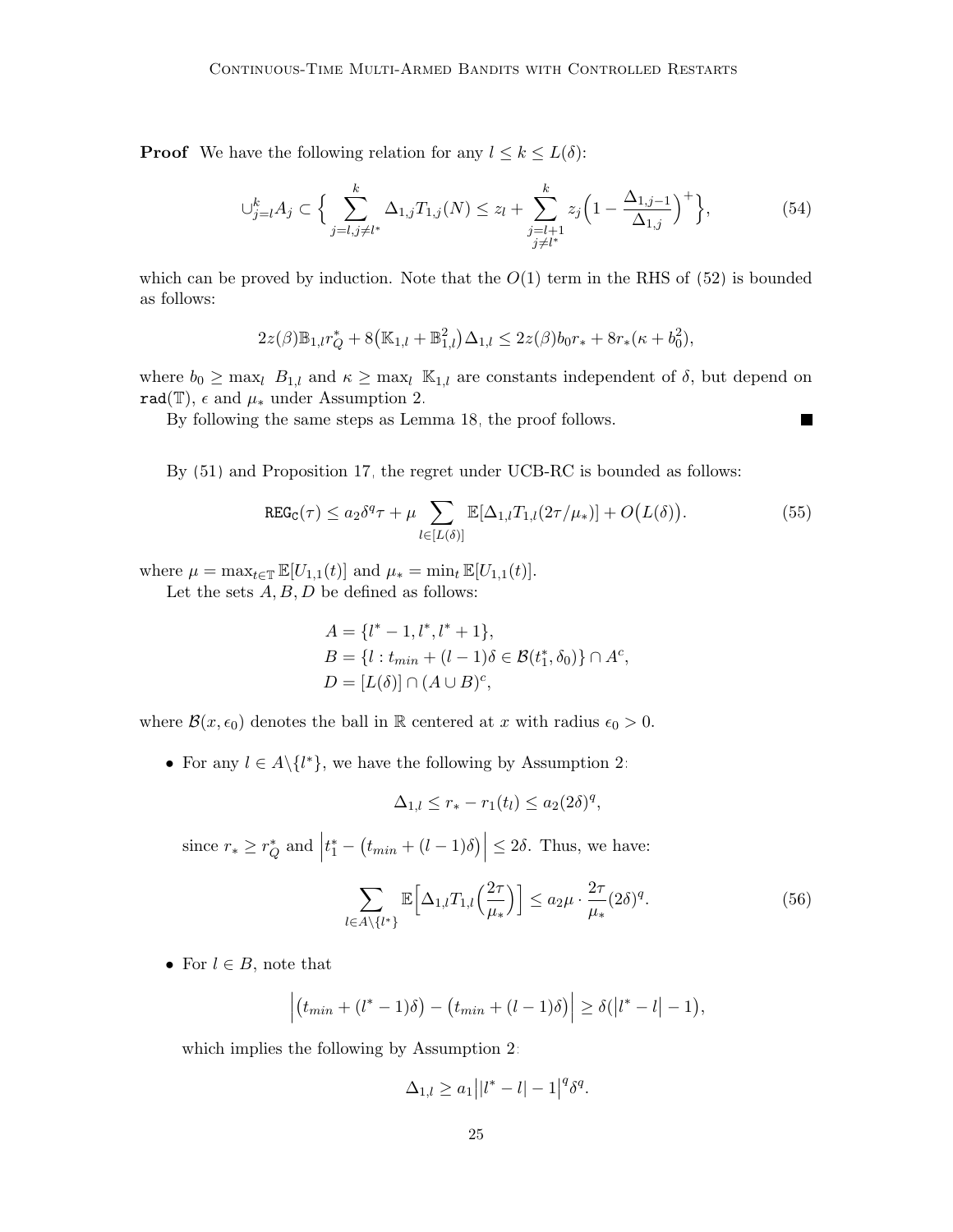**Proof** We have the following relation for any $l \leq k \leq L(\delta)$:

$$\cup_{j=l}^{k} A_j \subset \Big\{ \sum_{j=l, j\neq l^*}^{k} \Delta_{1,j} T_{1,j}(N) \leq z_l + \sum_{\substack{j=l+1 \\ j\neq l^*}}^{k} z_j \Big(1 - \frac{\Delta_{1,j-1}}{\Delta_{1,j}}\Big)^+ \Big\}, \tag{54}$$

which can be proved by induction. Note that the $O(1)$ term in the RHS of (52) is bounded as follows:

$$2z(\beta)\mathbb{B}_{1,l} r_Q^* + 8\big(\mathbb{K}_{1,l} + \mathbb{B}_{1,l}^2\big)\Delta_{1,l} \leq 2z(\beta) b_0 r_* + 8 r_*(\kappa + b_0^2),$$

where $b_0 \geq \max_l \ B_{1,l}$ and $\kappa \geq \max_l \ \mathbb{K}_{1,l}$ are constants independent of $\delta$, but depend on $\mathtt{rad}(\mathbb{T})$, $\epsilon$ and $\mu_*$ under Assumption 2.

By following the same steps as Lemma 18, the proof follows. ■

By (51) and Proposition 17, the regret under UCB-RC is bounded as follows:

$$\mathtt{REG}_{\mathtt{C}}(\tau) \leq a_2 \delta^q \tau + \mu \sum_{l \in [L(\delta)]} \mathbb{E}[\Delta_{1,l} T_{1,l}(2\tau/\mu_*)] + O\big(L(\delta)\big). \tag{55}$$

where $\mu = \max_{t\in\mathbb{T}} \mathbb{E}[U_{1,1}(t)]$ and $\mu_* = \min_t \mathbb{E}[U_{1,1}(t)]$.

Let the sets $A, B, D$ be defined as follows:

$$\begin{aligned}
A &= \{l^* - 1, l^*, l^* + 1\}, \\
B &= \{l : t_{min} + (l-1)\delta \in \mathcal{B}(t_1^*, \delta_0)\} \cap A^c, \\
D &= [L(\delta)] \cap (A \cup B)^c,
\end{aligned}$$

where $\mathcal{B}(x, \epsilon_0)$ denotes the ball in $\mathbb{R}$ centered at $x$ with radius $\epsilon_0 > 0$.

- For any $l \in A \backslash \{l^*\}$, we have the following by Assumption 2:

  $$\Delta_{1,l} \leq r_* - r_1(t_l) \leq a_2 (2\delta)^q,$$

  since $r_* \geq r_Q^*$ and $\Big| t_1^* - \big(t_{min} + (l-1)\delta\big)\Big| \leq 2\delta$. Thus, we have:

  $$\sum_{l \in A\backslash\{l^*\}} \mathbb{E}\Big[\Delta_{1,l} T_{1,l}\Big(\frac{2\tau}{\mu_*}\Big)\Big] \leq a_2 \mu \cdot \frac{2\tau}{\mu_*}(2\delta)^q. \tag{56}$$

- For $l \in B$, note that

  $$\Big| \big(t_{min} + (l^* - 1)\delta\big) - \big(t_{min} + (l-1)\delta\big) \Big| \geq \delta\big(|l^* - l| - 1\big),$$

  which implies the following by Assumption 2:

  $$\Delta_{1,l} \geq a_1 \big| |l^* - l| - 1 \big|^q \delta^q.$$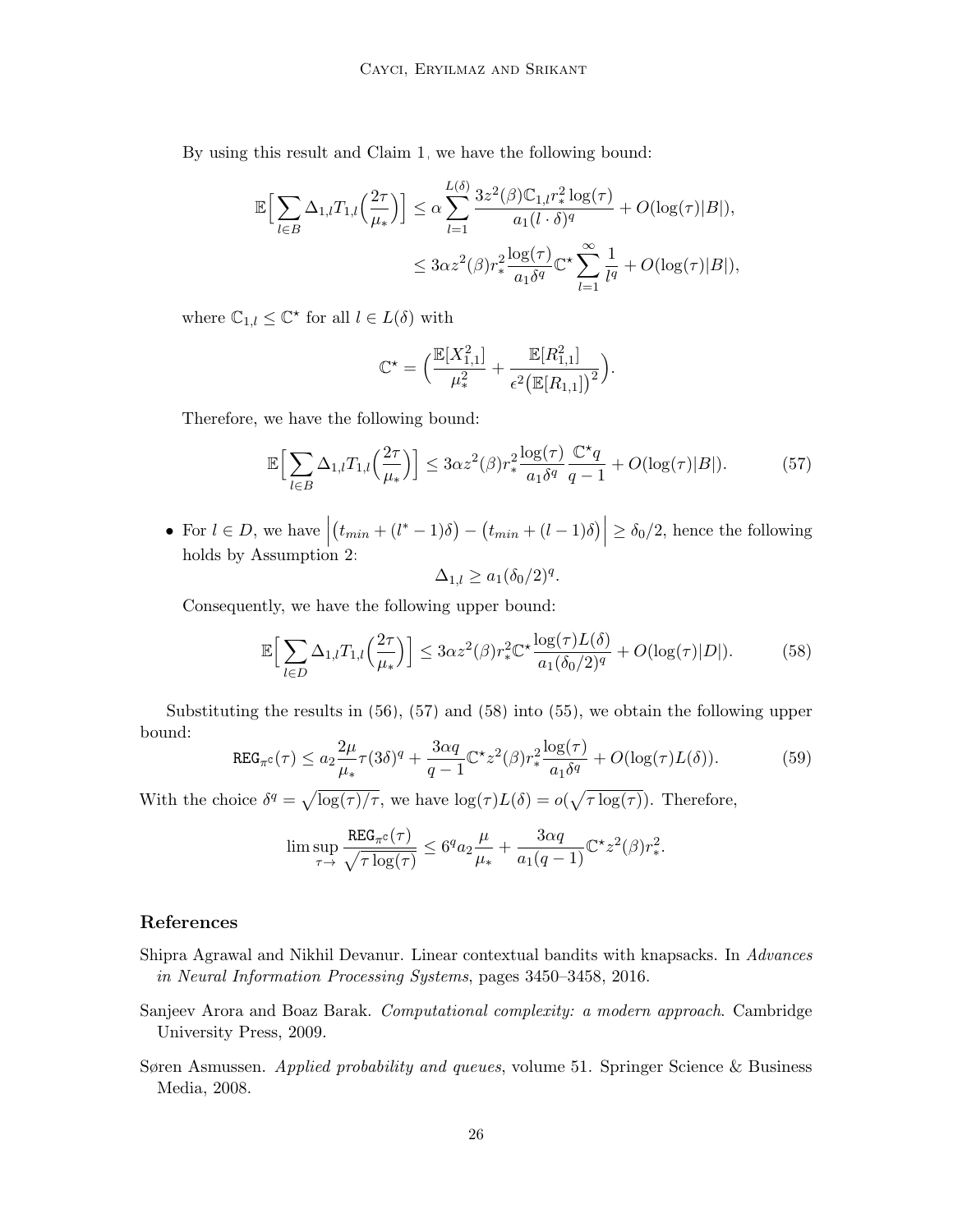By using this result and Claim 1, we have the following bound:

$$
\begin{aligned}
\mathbb{E}\Big[\sum_{l\in B}\Delta_{1,l}T_{1,l}\Big(\frac{2\tau}{\mu_*}\Big)\Big] &\leq \alpha\sum_{l=1}^{L(\delta)}\frac{3z^2(\beta)\mathbb{C}_{1,l}r_*^2\log(\tau)}{a_1(l\cdot\delta)^q} + O(\log(\tau)|B|),\\
&\leq 3\alpha z^2(\beta)r_*^2\frac{\log(\tau)}{a_1\delta^q}\mathbb{C}^\star\sum_{l=1}^{\infty}\frac{1}{l^q} + O(\log(\tau)|B|),
\end{aligned}
$$

where $\mathbb{C}_{1,l} \leq \mathbb{C}^\star$ for all $l \in L(\delta)$ with

$$
\mathbb{C}^\star = \Big(\frac{\mathbb{E}[X_{1,1}^2]}{\mu_*^2} + \frac{\mathbb{E}[R_{1,1}^2]}{\epsilon^2\big(\mathbb{E}[R_{1,1}]\big)^2}\Big).
$$

Therefore, we have the following bound:

$$
\mathbb{E}\Big[\sum_{l\in B}\Delta_{1,l}T_{1,l}\Big(\frac{2\tau}{\mu_*}\Big)\Big] \leq 3\alpha z^2(\beta)r_*^2\frac{\log(\tau)}{a_1\delta^q}\frac{\mathbb{C}^\star q}{q-1} + O(\log(\tau)|B|). \tag{57}
$$

- For $l \in D$, we have $\Big|\big(t_{min} + (l^*-1)\delta\big) - \big(t_{min} + (l-1)\delta\big)\Big| \geq \delta_0/2$, hence the following holds by Assumption 2:

$$
\Delta_{1,l} \geq a_1(\delta_0/2)^q.
$$

Consequently, we have the following upper bound:

$$
\mathbb{E}\Big[\sum_{l\in D}\Delta_{1,l}T_{1,l}\Big(\frac{2\tau}{\mu_*}\Big)\Big] \leq 3\alpha z^2(\beta)r_*^2\mathbb{C}^\star\frac{\log(\tau)L(\delta)}{a_1(\delta_0/2)^q} + O(\log(\tau)|D|). \tag{58}
$$

Substituting the results in (56), (57) and (58) into (55), we obtain the following upper bound:

$$
\texttt{REG}_{\pi^{\mathsf{C}}}(\tau) \leq a_2\frac{2\mu}{\mu_*}\tau(3\delta)^q + \frac{3\alpha q}{q-1}\mathbb{C}^\star z^2(\beta)r_*^2\frac{\log(\tau)}{a_1\delta^q} + O(\log(\tau)L(\delta)). \tag{59}
$$

With the choice $\delta^q = \sqrt{\log(\tau)/\tau}$, we have $\log(\tau)L(\delta) = o(\sqrt{\tau\log(\tau)})$. Therefore,

$$
\limsup_{\tau\to}\frac{\texttt{REG}_{\pi^{\mathsf{C}}}(\tau)}{\sqrt{\tau\log(\tau)}} \leq 6^q a_2\frac{\mu}{\mu_*} + \frac{3\alpha q}{a_1(q-1)}\mathbb{C}^\star z^2(\beta)r_*^2.
$$

## References

Shipra Agrawal and Nikhil Devanur. Linear contextual bandits with knapsacks. In *Advances in Neural Information Processing Systems*, pages 3450–3458, 2016.

Sanjeev Arora and Boaz Barak. *Computational complexity: a modern approach*. Cambridge University Press, 2009.

Søren Asmussen. *Applied probability and queues*, volume 51. Springer Science & Business Media, 2008.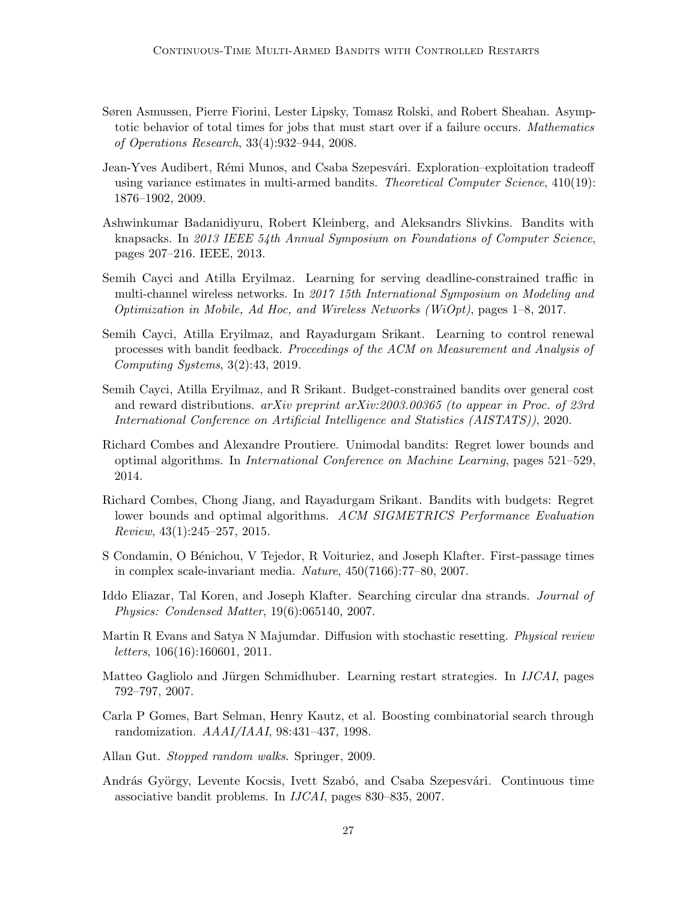Søren Asmussen, Pierre Fiorini, Lester Lipsky, Tomasz Rolski, and Robert Sheahan. Asymptotic behavior of total times for jobs that must start over if a failure occurs. *Mathematics of Operations Research*, 33(4):932–944, 2008.

Jean-Yves Audibert, Rémi Munos, and Csaba Szepesvári. Exploration–exploitation tradeoff using variance estimates in multi-armed bandits. *Theoretical Computer Science*, 410(19): 1876–1902, 2009.

Ashwinkumar Badanidiyuru, Robert Kleinberg, and Aleksandrs Slivkins. Bandits with knapsacks. In *2013 IEEE 54th Annual Symposium on Foundations of Computer Science*, pages 207–216. IEEE, 2013.

Semih Cayci and Atilla Eryilmaz. Learning for serving deadline-constrained traffic in multi-channel wireless networks. In *2017 15th International Symposium on Modeling and Optimization in Mobile, Ad Hoc, and Wireless Networks (WiOpt)*, pages 1–8, 2017.

Semih Cayci, Atilla Eryilmaz, and Rayadurgam Srikant. Learning to control renewal processes with bandit feedback. *Proceedings of the ACM on Measurement and Analysis of Computing Systems*, 3(2):43, 2019.

Semih Cayci, Atilla Eryilmaz, and R Srikant. Budget-constrained bandits over general cost and reward distributions. *arXiv preprint arXiv:2003.00365 (to appear in Proc. of 23rd International Conference on Artificial Intelligence and Statistics (AISTATS))*, 2020.

Richard Combes and Alexandre Proutiere. Unimodal bandits: Regret lower bounds and optimal algorithms. In *International Conference on Machine Learning*, pages 521–529, 2014.

Richard Combes, Chong Jiang, and Rayadurgam Srikant. Bandits with budgets: Regret lower bounds and optimal algorithms. *ACM SIGMETRICS Performance Evaluation Review*, 43(1):245–257, 2015.

S Condamin, O Bénichou, V Tejedor, R Voituriez, and Joseph Klafter. First-passage times in complex scale-invariant media. *Nature*, 450(7166):77–80, 2007.

Iddo Eliazar, Tal Koren, and Joseph Klafter. Searching circular dna strands. *Journal of Physics: Condensed Matter*, 19(6):065140, 2007.

Martin R Evans and Satya N Majumdar. Diffusion with stochastic resetting. *Physical review letters*, 106(16):160601, 2011.

Matteo Gagliolo and Jürgen Schmidhuber. Learning restart strategies. In *IJCAI*, pages 792–797, 2007.

Carla P Gomes, Bart Selman, Henry Kautz, et al. Boosting combinatorial search through randomization. *AAAI/IAAI*, 98:431–437, 1998.

Allan Gut. *Stopped random walks*. Springer, 2009.

András György, Levente Kocsis, Ivett Szabó, and Csaba Szepesvári. Continuous time associative bandit problems. In *IJCAI*, pages 830–835, 2007.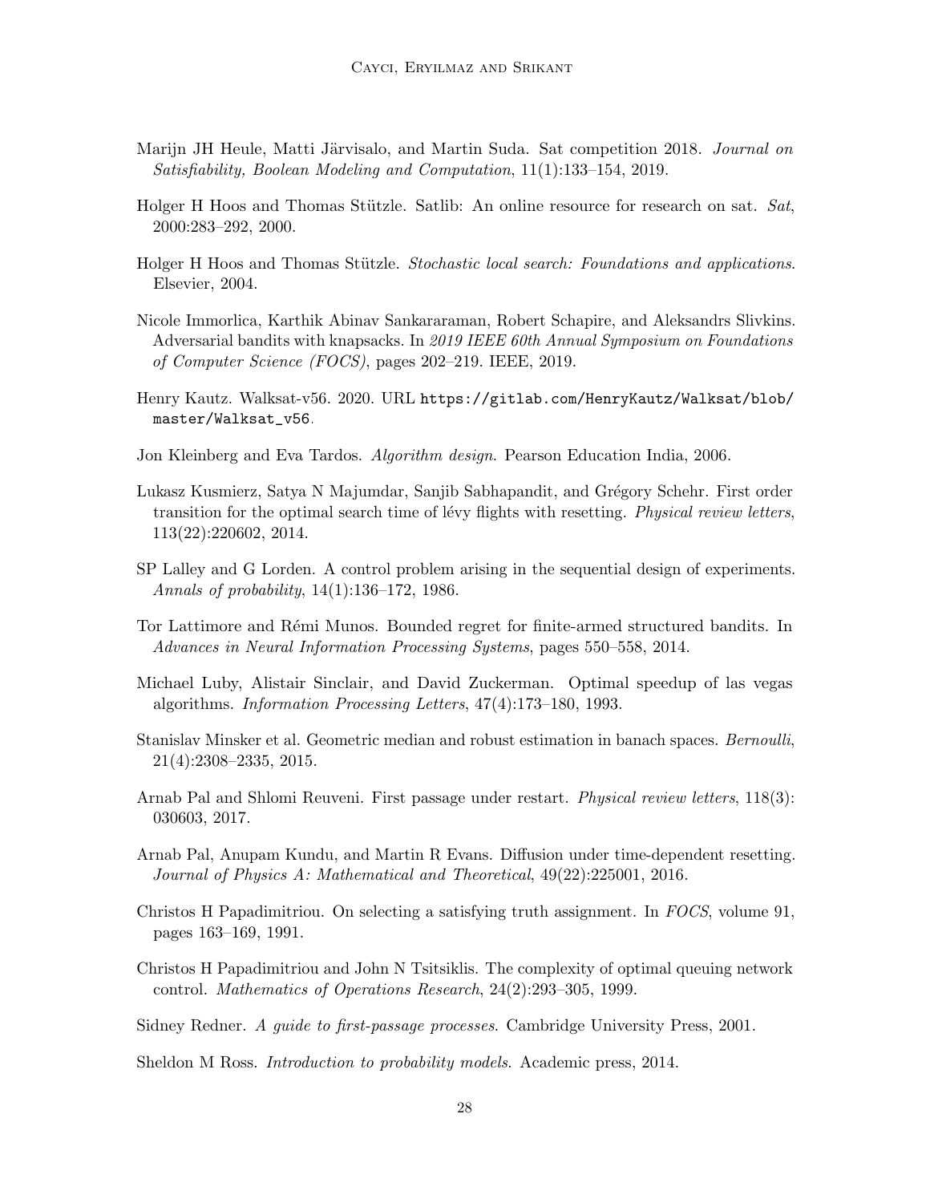Marijn JH Heule, Matti Järvisalo, and Martin Suda. Sat competition 2018. *Journal on Satisfiability, Boolean Modeling and Computation*, 11(1):133–154, 2019.

Holger H Hoos and Thomas Stützle. Satlib: An online resource for research on sat. *Sat*, 2000:283–292, 2000.

Holger H Hoos and Thomas Stützle. *Stochastic local search: Foundations and applications*. Elsevier, 2004.

Nicole Immorlica, Karthik Abinav Sankararaman, Robert Schapire, and Aleksandrs Slivkins. Adversarial bandits with knapsacks. In *2019 IEEE 60th Annual Symposium on Foundations of Computer Science (FOCS)*, pages 202–219. IEEE, 2019.

Henry Kautz. Walksat-v56. 2020. URL `https://gitlab.com/HenryKautz/Walksat/blob/master/Walksat_v56`.

Jon Kleinberg and Eva Tardos. *Algorithm design*. Pearson Education India, 2006.

Lukasz Kusmierz, Satya N Majumdar, Sanjib Sabhapandit, and Grégory Schehr. First order transition for the optimal search time of lévy flights with resetting. *Physical review letters*, 113(22):220602, 2014.

SP Lalley and G Lorden. A control problem arising in the sequential design of experiments. *Annals of probability*, 14(1):136–172, 1986.

Tor Lattimore and Rémi Munos. Bounded regret for finite-armed structured bandits. In *Advances in Neural Information Processing Systems*, pages 550–558, 2014.

Michael Luby, Alistair Sinclair, and David Zuckerman. Optimal speedup of las vegas algorithms. *Information Processing Letters*, 47(4):173–180, 1993.

Stanislav Minsker et al. Geometric median and robust estimation in banach spaces. *Bernoulli*, 21(4):2308–2335, 2015.

Arnab Pal and Shlomi Reuveni. First passage under restart. *Physical review letters*, 118(3): 030603, 2017.

Arnab Pal, Anupam Kundu, and Martin R Evans. Diffusion under time-dependent resetting. *Journal of Physics A: Mathematical and Theoretical*, 49(22):225001, 2016.

Christos H Papadimitriou. On selecting a satisfying truth assignment. In *FOCS*, volume 91, pages 163–169, 1991.

Christos H Papadimitriou and John N Tsitsiklis. The complexity of optimal queuing network control. *Mathematics of Operations Research*, 24(2):293–305, 1999.

Sidney Redner. *A guide to first-passage processes*. Cambridge University Press, 2001.

Sheldon M Ross. *Introduction to probability models*. Academic press, 2014.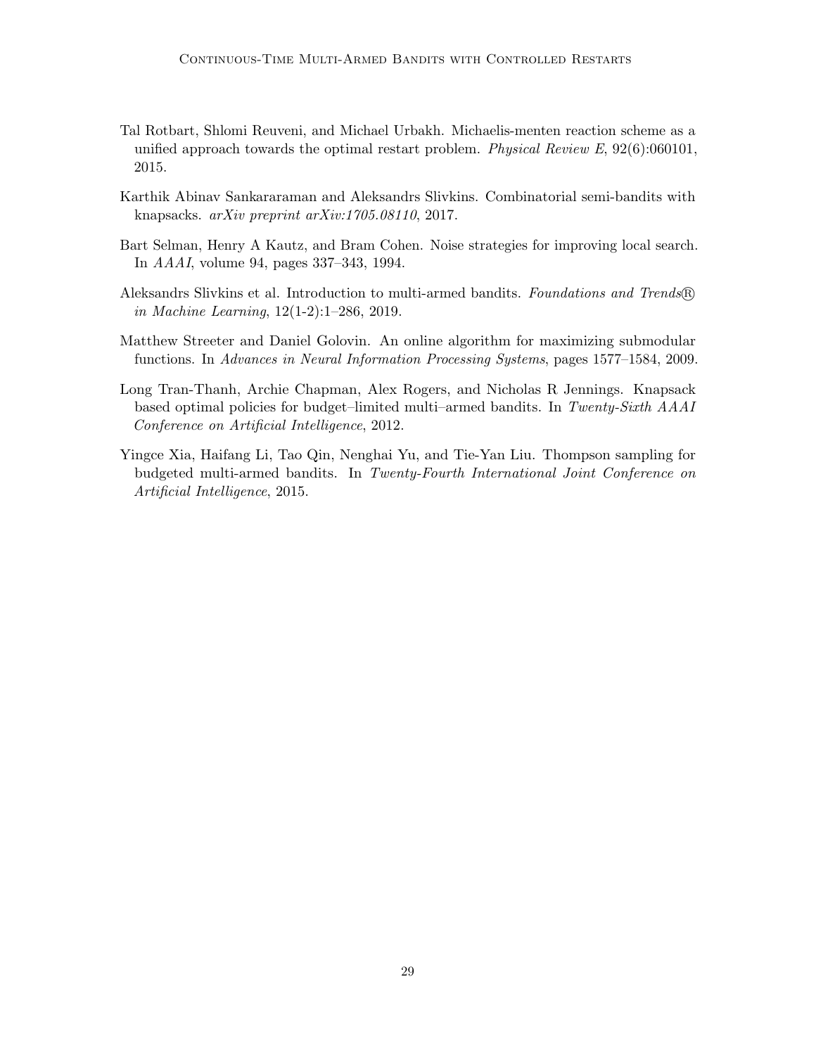Tal Rotbart, Shlomi Reuveni, and Michael Urbakh. Michaelis-menten reaction scheme as a unified approach towards the optimal restart problem. *Physical Review E*, 92(6):060101, 2015.

Karthik Abinav Sankararaman and Aleksandrs Slivkins. Combinatorial semi-bandits with knapsacks. *arXiv preprint arXiv:1705.08110*, 2017.

Bart Selman, Henry A Kautz, and Bram Cohen. Noise strategies for improving local search. In *AAAI*, volume 94, pages 337–343, 1994.

Aleksandrs Slivkins et al. Introduction to multi-armed bandits. *Foundations and Trends® in Machine Learning*, 12(1-2):1–286, 2019.

Matthew Streeter and Daniel Golovin. An online algorithm for maximizing submodular functions. In *Advances in Neural Information Processing Systems*, pages 1577–1584, 2009.

Long Tran-Thanh, Archie Chapman, Alex Rogers, and Nicholas R Jennings. Knapsack based optimal policies for budget–limited multi–armed bandits. In *Twenty-Sixth AAAI Conference on Artificial Intelligence*, 2012.

Yingce Xia, Haifang Li, Tao Qin, Nenghai Yu, and Tie-Yan Liu. Thompson sampling for budgeted multi-armed bandits. In *Twenty-Fourth International Joint Conference on Artificial Intelligence*, 2015.